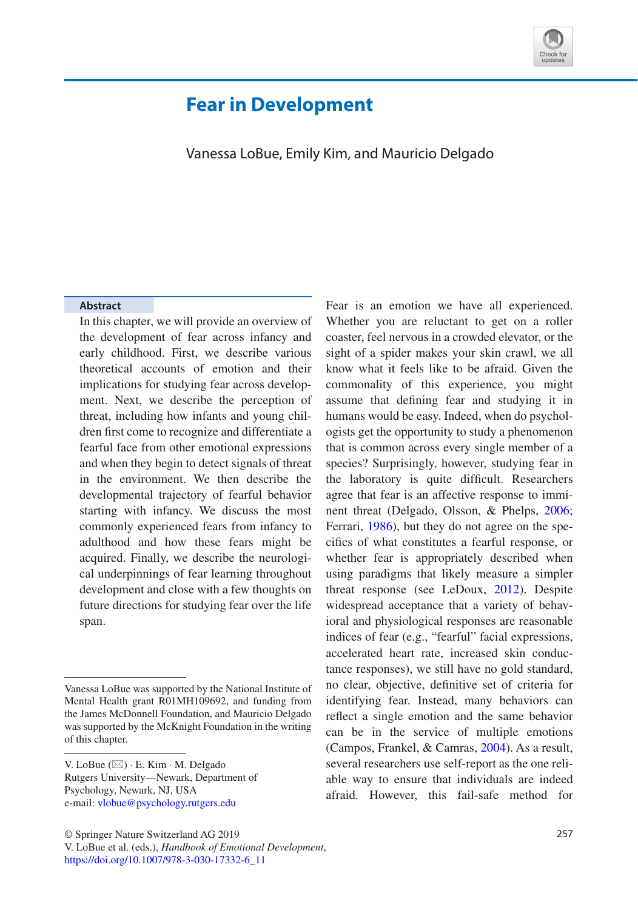# Fear in Development

Vanessa LoBue, Emily Kim, and Mauricio Delgado

## Abstract

In this chapter, we will provide an overview of the development of fear across infancy and early childhood. First, we describe various theoretical accounts of emotion and their implications for studying fear across development. Next, we describe the perception of threat, including how infants and young children first come to recognize and differentiate a fearful face from other emotional expressions and when they begin to detect signals of threat in the environment. We then describe the developmental trajectory of fearful behavior starting with infancy. We discuss the most commonly experienced fears from infancy to adulthood and how these fears might be acquired. Finally, we describe the neurological underpinnings of fear learning throughout development and close with a few thoughts on future directions for studying fear over the life span.

Vanessa LoBue was supported by the National Institute of Mental Health grant R01MH109692, and funding from the James McDonnell Foundation, and Mauricio Delgado was supported by the McKnight Foundation in the writing of this chapter.

V. LoBue (✉) · E. Kim · M. Delgado
Rutgers University—Newark, Department of Psychology, Newark, NJ, USA
e-mail: vlobue@psychology.rutgers.edu

Fear is an emotion we have all experienced. Whether you are reluctant to get on a roller coaster, feel nervous in a crowded elevator, or the sight of a spider makes your skin crawl, we all know what it feels like to be afraid. Given the commonality of this experience, you might assume that defining fear and studying it in humans would be easy. Indeed, when do psychologists get the opportunity to study a phenomenon that is common across every single member of a species? Surprisingly, however, studying fear in the laboratory is quite difficult. Researchers agree that fear is an affective response to imminent threat (Delgado, Olsson, & Phelps, 2006; Ferrari, 1986), but they do not agree on the specifics of what constitutes a fearful response, or whether fear is appropriately described when using paradigms that likely measure a simpler threat response (see LeDoux, 2012). Despite widespread acceptance that a variety of behavioral and physiological responses are reasonable indices of fear (e.g., "fearful" facial expressions, accelerated heart rate, increased skin conductance responses), we still have no gold standard, no clear, objective, definitive set of criteria for identifying fear. Instead, many behaviors can reflect a single emotion and the same behavior can be in the service of multiple emotions (Campos, Frankel, & Camras, 2004). As a result, several researchers use self-report as the one reliable way to ensure that individuals are indeed afraid. However, this fail-safe method for

© Springer Nature Switzerland AG 2019
V. LoBue et al. (eds.), *Handbook of Emotional Development*,
https://doi.org/10.1007/978-3-030-17332-6_11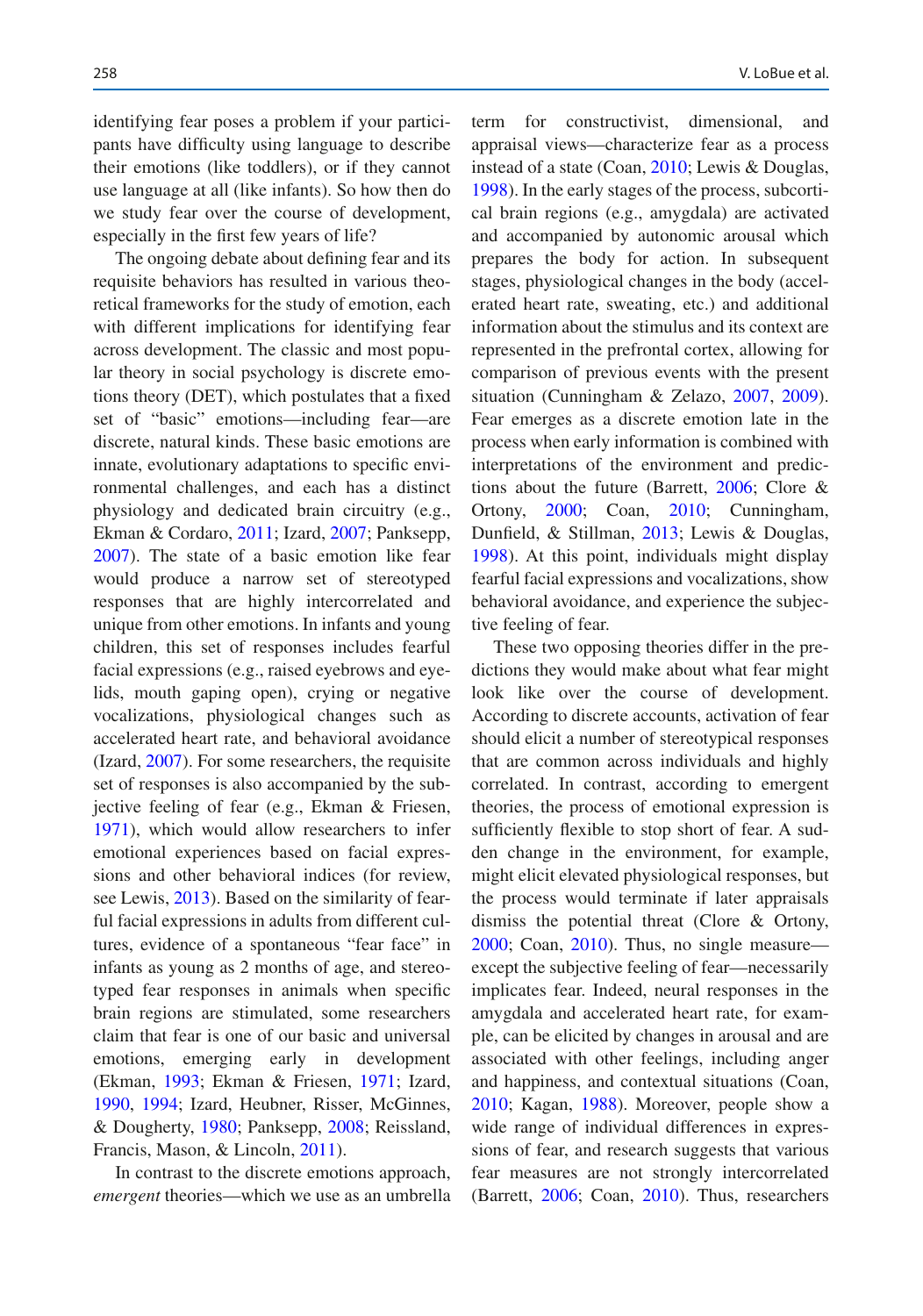identifying fear poses a problem if your participants have difficulty using language to describe their emotions (like toddlers), or if they cannot use language at all (like infants). So how then do we study fear over the course of development, especially in the first few years of life?

The ongoing debate about defining fear and its requisite behaviors has resulted in various theoretical frameworks for the study of emotion, each with different implications for identifying fear across development. The classic and most popular theory in social psychology is discrete emotions theory (DET), which postulates that a fixed set of "basic" emotions—including fear—are discrete, natural kinds. These basic emotions are innate, evolutionary adaptations to specific environmental challenges, and each has a distinct physiology and dedicated brain circuitry (e.g., Ekman & Cordaro, 2011; Izard, 2007; Panksepp, 2007). The state of a basic emotion like fear would produce a narrow set of stereotyped responses that are highly intercorrelated and unique from other emotions. In infants and young children, this set of responses includes fearful facial expressions (e.g., raised eyebrows and eyelids, mouth gaping open), crying or negative vocalizations, physiological changes such as accelerated heart rate, and behavioral avoidance (Izard, 2007). For some researchers, the requisite set of responses is also accompanied by the subjective feeling of fear (e.g., Ekman & Friesen, 1971), which would allow researchers to infer emotional experiences based on facial expressions and other behavioral indices (for review, see Lewis, 2013). Based on the similarity of fearful facial expressions in adults from different cultures, evidence of a spontaneous "fear face" in infants as young as 2 months of age, and stereotyped fear responses in animals when specific brain regions are stimulated, some researchers claim that fear is one of our basic and universal emotions, emerging early in development (Ekman, 1993; Ekman & Friesen, 1971; Izard, 1990, 1994; Izard, Heubner, Risser, McGinnes, & Dougherty, 1980; Panksepp, 2008; Reissland, Francis, Mason, & Lincoln, 2011).

In contrast to the discrete emotions approach, *emergent* theories—which we use as an umbrella term for constructivist, dimensional, and appraisal views—characterize fear as a process instead of a state (Coan, 2010; Lewis & Douglas, 1998). In the early stages of the process, subcortical brain regions (e.g., amygdala) are activated and accompanied by autonomic arousal which prepares the body for action. In subsequent stages, physiological changes in the body (accelerated heart rate, sweating, etc.) and additional information about the stimulus and its context are represented in the prefrontal cortex, allowing for comparison of previous events with the present situation (Cunningham & Zelazo, 2007, 2009). Fear emerges as a discrete emotion late in the process when early information is combined with interpretations of the environment and predictions about the future (Barrett, 2006; Clore & Ortony, 2000; Coan, 2010; Cunningham, Dunfield, & Stillman, 2013; Lewis & Douglas, 1998). At this point, individuals might display fearful facial expressions and vocalizations, show behavioral avoidance, and experience the subjective feeling of fear.

These two opposing theories differ in the predictions they would make about what fear might look like over the course of development. According to discrete accounts, activation of fear should elicit a number of stereotypical responses that are common across individuals and highly correlated. In contrast, according to emergent theories, the process of emotional expression is sufficiently flexible to stop short of fear. A sudden change in the environment, for example, might elicit elevated physiological responses, but the process would terminate if later appraisals dismiss the potential threat (Clore & Ortony, 2000; Coan, 2010). Thus, no single measure—except the subjective feeling of fear—necessarily implicates fear. Indeed, neural responses in the amygdala and accelerated heart rate, for example, can be elicited by changes in arousal and are associated with other feelings, including anger and happiness, and contextual situations (Coan, 2010; Kagan, 1988). Moreover, people show a wide range of individual differences in expressions of fear, and research suggests that various fear measures are not strongly intercorrelated (Barrett, 2006; Coan, 2010). Thus, researchers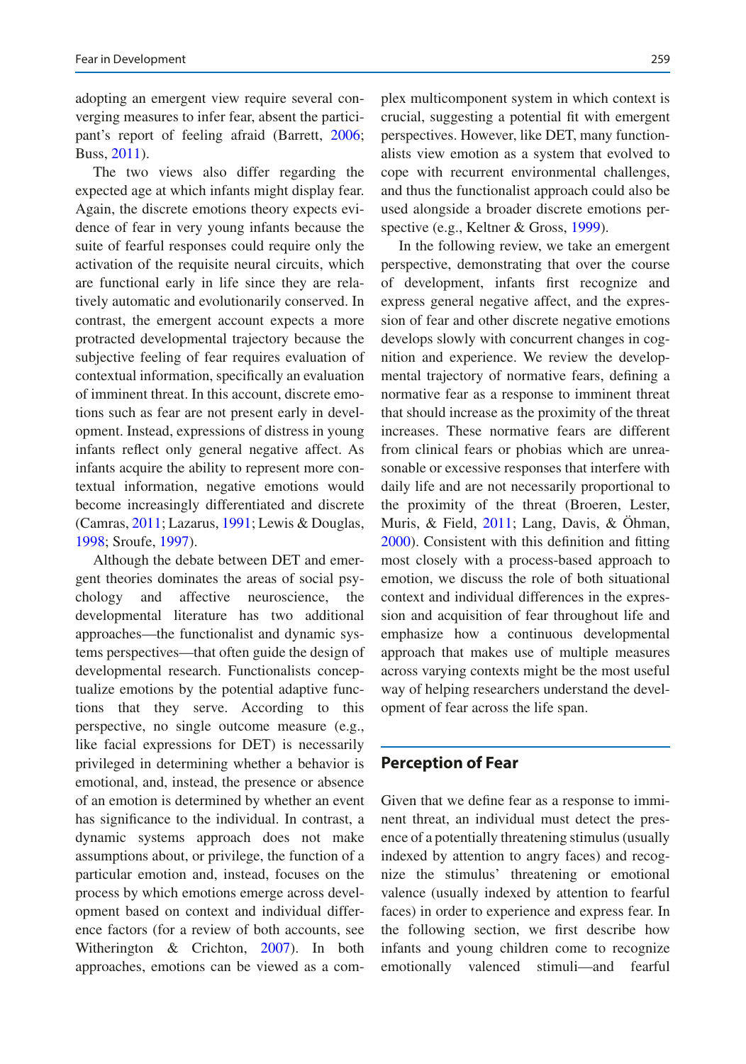adopting an emergent view require several converging measures to infer fear, absent the participant's report of feeling afraid (Barrett, 2006; Buss, 2011).

The two views also differ regarding the expected age at which infants might display fear. Again, the discrete emotions theory expects evidence of fear in very young infants because the suite of fearful responses could require only the activation of the requisite neural circuits, which are functional early in life since they are relatively automatic and evolutionarily conserved. In contrast, the emergent account expects a more protracted developmental trajectory because the subjective feeling of fear requires evaluation of contextual information, specifically an evaluation of imminent threat. In this account, discrete emotions such as fear are not present early in development. Instead, expressions of distress in young infants reflect only general negative affect. As infants acquire the ability to represent more contextual information, negative emotions would become increasingly differentiated and discrete (Camras, 2011; Lazarus, 1991; Lewis & Douglas, 1998; Sroufe, 1997).

Although the debate between DET and emergent theories dominates the areas of social psychology and affective neuroscience, the developmental literature has two additional approaches—the functionalist and dynamic systems perspectives—that often guide the design of developmental research. Functionalists conceptualize emotions by the potential adaptive functions that they serve. According to this perspective, no single outcome measure (e.g., like facial expressions for DET) is necessarily privileged in determining whether a behavior is emotional, and, instead, the presence or absence of an emotion is determined by whether an event has significance to the individual. In contrast, a dynamic systems approach does not make assumptions about, or privilege, the function of a particular emotion and, instead, focuses on the process by which emotions emerge across development based on context and individual difference factors (for a review of both accounts, see Witherington & Crichton, 2007). In both approaches, emotions can be viewed as a complex multicomponent system in which context is crucial, suggesting a potential fit with emergent perspectives. However, like DET, many functionalists view emotion as a system that evolved to cope with recurrent environmental challenges, and thus the functionalist approach could also be used alongside a broader discrete emotions perspective (e.g., Keltner & Gross, 1999).

In the following review, we take an emergent perspective, demonstrating that over the course of development, infants first recognize and express general negative affect, and the expression of fear and other discrete negative emotions develops slowly with concurrent changes in cognition and experience. We review the developmental trajectory of normative fears, defining a normative fear as a response to imminent threat that should increase as the proximity of the threat increases. These normative fears are different from clinical fears or phobias which are unreasonable or excessive responses that interfere with daily life and are not necessarily proportional to the proximity of the threat (Broeren, Lester, Muris, & Field, 2011; Lang, Davis, & Öhman, 2000). Consistent with this definition and fitting most closely with a process-based approach to emotion, we discuss the role of both situational context and individual differences in the expression and acquisition of fear throughout life and emphasize how a continuous developmental approach that makes use of multiple measures across varying contexts might be the most useful way of helping researchers understand the development of fear across the life span.

## Perception of Fear

Given that we define fear as a response to imminent threat, an individual must detect the presence of a potentially threatening stimulus (usually indexed by attention to angry faces) and recognize the stimulus' threatening or emotional valence (usually indexed by attention to fearful faces) in order to experience and express fear. In the following section, we first describe how infants and young children come to recognize emotionally valenced stimuli—and fearful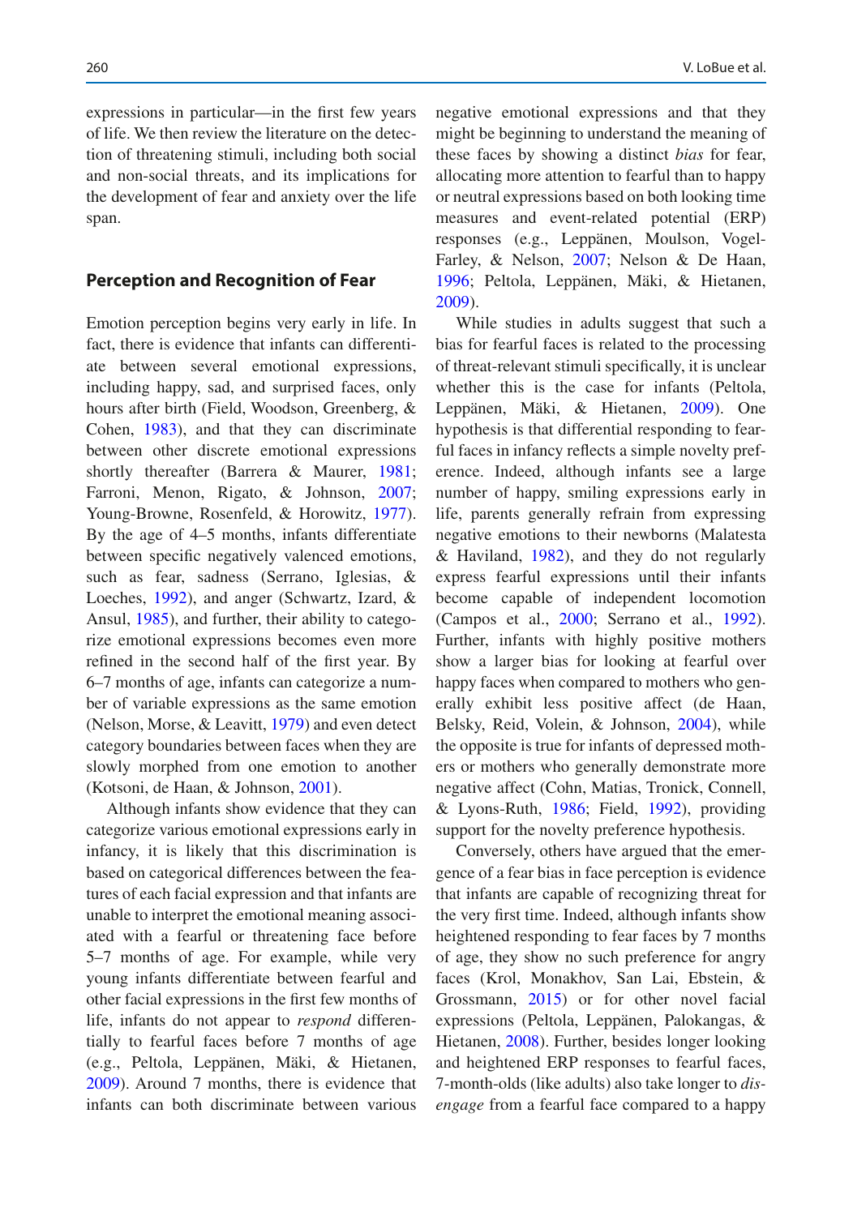expressions in particular—in the first few years of life. We then review the literature on the detection of threatening stimuli, including both social and non-social threats, and its implications for the development of fear and anxiety over the life span.

## Perception and Recognition of Fear

Emotion perception begins very early in life. In fact, there is evidence that infants can differentiate between several emotional expressions, including happy, sad, and surprised faces, only hours after birth (Field, Woodson, Greenberg, & Cohen, 1983), and that they can discriminate between other discrete emotional expressions shortly thereafter (Barrera & Maurer, 1981; Farroni, Menon, Rigato, & Johnson, 2007; Young-Browne, Rosenfeld, & Horowitz, 1977). By the age of 4–5 months, infants differentiate between specific negatively valenced emotions, such as fear, sadness (Serrano, Iglesias, & Loeches, 1992), and anger (Schwartz, Izard, & Ansul, 1985), and further, their ability to categorize emotional expressions becomes even more refined in the second half of the first year. By 6–7 months of age, infants can categorize a number of variable expressions as the same emotion (Nelson, Morse, & Leavitt, 1979) and even detect category boundaries between faces when they are slowly morphed from one emotion to another (Kotsoni, de Haan, & Johnson, 2001).

Although infants show evidence that they can categorize various emotional expressions early in infancy, it is likely that this discrimination is based on categorical differences between the features of each facial expression and that infants are unable to interpret the emotional meaning associated with a fearful or threatening face before 5–7 months of age. For example, while very young infants differentiate between fearful and other facial expressions in the first few months of life, infants do not appear to *respond* differentially to fearful faces before 7 months of age (e.g., Peltola, Leppänen, Mäki, & Hietanen, 2009). Around 7 months, there is evidence that infants can both discriminate between various negative emotional expressions and that they might be beginning to understand the meaning of these faces by showing a distinct *bias* for fear, allocating more attention to fearful than to happy or neutral expressions based on both looking time measures and event-related potential (ERP) responses (e.g., Leppänen, Moulson, Vogel-Farley, & Nelson, 2007; Nelson & De Haan, 1996; Peltola, Leppänen, Mäki, & Hietanen, 2009).

While studies in adults suggest that such a bias for fearful faces is related to the processing of threat-relevant stimuli specifically, it is unclear whether this is the case for infants (Peltola, Leppänen, Mäki, & Hietanen, 2009). One hypothesis is that differential responding to fearful faces in infancy reflects a simple novelty preference. Indeed, although infants see a large number of happy, smiling expressions early in life, parents generally refrain from expressing negative emotions to their newborns (Malatesta & Haviland, 1982), and they do not regularly express fearful expressions until their infants become capable of independent locomotion (Campos et al., 2000; Serrano et al., 1992). Further, infants with highly positive mothers show a larger bias for looking at fearful over happy faces when compared to mothers who generally exhibit less positive affect (de Haan, Belsky, Reid, Volein, & Johnson, 2004), while the opposite is true for infants of depressed mothers or mothers who generally demonstrate more negative affect (Cohn, Matias, Tronick, Connell, & Lyons-Ruth, 1986; Field, 1992), providing support for the novelty preference hypothesis.

Conversely, others have argued that the emergence of a fear bias in face perception is evidence that infants are capable of recognizing threat for the very first time. Indeed, although infants show heightened responding to fear faces by 7 months of age, they show no such preference for angry faces (Krol, Monakhov, San Lai, Ebstein, & Grossmann, 2015) or for other novel facial expressions (Peltola, Leppänen, Palokangas, & Hietanen, 2008). Further, besides longer looking and heightened ERP responses to fearful faces, 7-month-olds (like adults) also take longer to *disengage* from a fearful face compared to a happy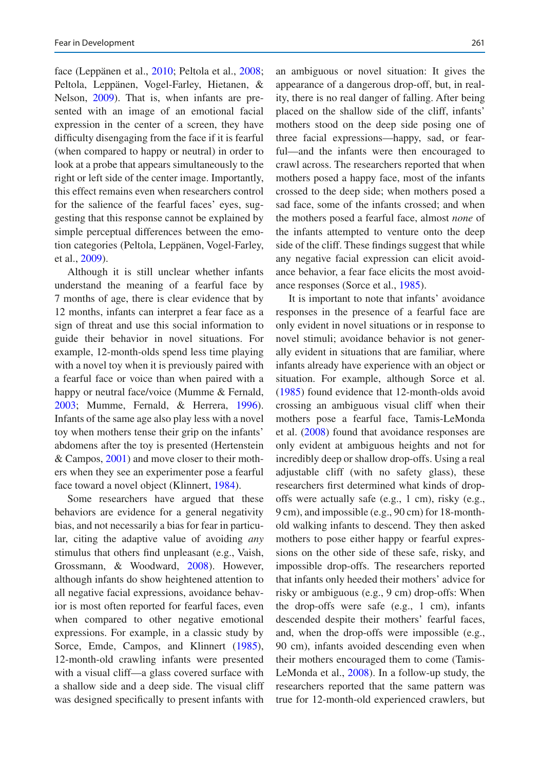face (Leppänen et al., 2010; Peltola et al., 2008; Peltola, Leppänen, Vogel-Farley, Hietanen, & Nelson, 2009). That is, when infants are presented with an image of an emotional facial expression in the center of a screen, they have difficulty disengaging from the face if it is fearful (when compared to happy or neutral) in order to look at a probe that appears simultaneously to the right or left side of the center image. Importantly, this effect remains even when researchers control for the salience of the fearful faces' eyes, suggesting that this response cannot be explained by simple perceptual differences between the emotion categories (Peltola, Leppänen, Vogel-Farley, et al., 2009).

Although it is still unclear whether infants understand the meaning of a fearful face by 7 months of age, there is clear evidence that by 12 months, infants can interpret a fear face as a sign of threat and use this social information to guide their behavior in novel situations. For example, 12-month-olds spend less time playing with a novel toy when it is previously paired with a fearful face or voice than when paired with a happy or neutral face/voice (Mumme & Fernald, 2003; Mumme, Fernald, & Herrera, 1996). Infants of the same age also play less with a novel toy when mothers tense their grip on the infants' abdomens after the toy is presented (Hertenstein & Campos, 2001) and move closer to their mothers when they see an experimenter pose a fearful face toward a novel object (Klinnert, 1984).

Some researchers have argued that these behaviors are evidence for a general negativity bias, and not necessarily a bias for fear in particular, citing the adaptive value of avoiding *any* stimulus that others find unpleasant (e.g., Vaish, Grossmann, & Woodward, 2008). However, although infants do show heightened attention to all negative facial expressions, avoidance behavior is most often reported for fearful faces, even when compared to other negative emotional expressions. For example, in a classic study by Sorce, Emde, Campos, and Klinnert (1985), 12-month-old crawling infants were presented with a visual cliff—a glass covered surface with a shallow side and a deep side. The visual cliff was designed specifically to present infants with an ambiguous or novel situation: It gives the appearance of a dangerous drop-off, but, in reality, there is no real danger of falling. After being placed on the shallow side of the cliff, infants' mothers stood on the deep side posing one of three facial expressions—happy, sad, or fearful—and the infants were then encouraged to crawl across. The researchers reported that when mothers posed a happy face, most of the infants crossed to the deep side; when mothers posed a sad face, some of the infants crossed; and when the mothers posed a fearful face, almost *none* of the infants attempted to venture onto the deep side of the cliff. These findings suggest that while any negative facial expression can elicit avoidance behavior, a fear face elicits the most avoidance responses (Sorce et al., 1985).

It is important to note that infants' avoidance responses in the presence of a fearful face are only evident in novel situations or in response to novel stimuli; avoidance behavior is not generally evident in situations that are familiar, where infants already have experience with an object or situation. For example, although Sorce et al. (1985) found evidence that 12-month-olds avoid crossing an ambiguous visual cliff when their mothers pose a fearful face, Tamis-LeMonda et al. (2008) found that avoidance responses are only evident at ambiguous heights and not for incredibly deep or shallow drop-offs. Using a real adjustable cliff (with no safety glass), these researchers first determined what kinds of drop-offs were actually safe (e.g., 1 cm), risky (e.g., 9 cm), and impossible (e.g., 90 cm) for 18-month-old walking infants to descend. They then asked mothers to pose either happy or fearful expressions on the other side of these safe, risky, and impossible drop-offs. The researchers reported that infants only heeded their mothers' advice for risky or ambiguous (e.g., 9 cm) drop-offs: When the drop-offs were safe (e.g., 1 cm), infants descended despite their mothers' fearful faces, and, when the drop-offs were impossible (e.g., 90 cm), infants avoided descending even when their mothers encouraged them to come (Tamis-LeMonda et al., 2008). In a follow-up study, the researchers reported that the same pattern was true for 12-month-old experienced crawlers, but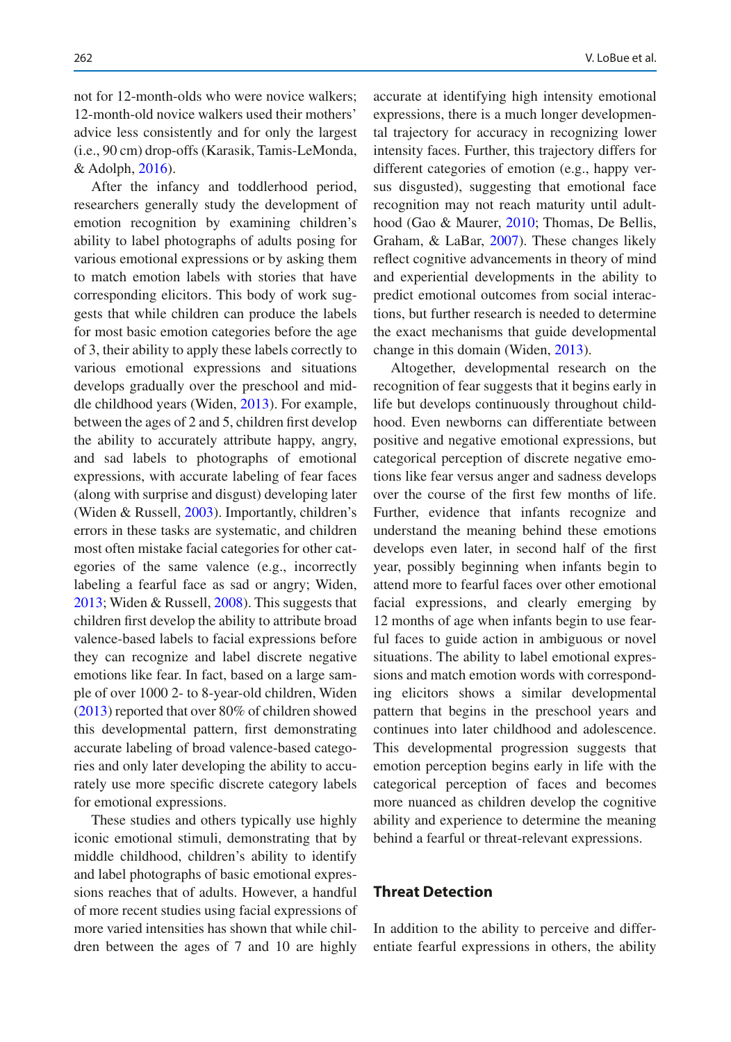not for 12-month-olds who were novice walkers; 12-month-old novice walkers used their mothers' advice less consistently and for only the largest (i.e., 90 cm) drop-offs (Karasik, Tamis-LeMonda, & Adolph, 2016).

After the infancy and toddlerhood period, researchers generally study the development of emotion recognition by examining children's ability to label photographs of adults posing for various emotional expressions or by asking them to match emotion labels with stories that have corresponding elicitors. This body of work suggests that while children can produce the labels for most basic emotion categories before the age of 3, their ability to apply these labels correctly to various emotional expressions and situations develops gradually over the preschool and middle childhood years (Widen, 2013). For example, between the ages of 2 and 5, children first develop the ability to accurately attribute happy, angry, and sad labels to photographs of emotional expressions, with accurate labeling of fear faces (along with surprise and disgust) developing later (Widen & Russell, 2003). Importantly, children's errors in these tasks are systematic, and children most often mistake facial categories for other categories of the same valence (e.g., incorrectly labeling a fearful face as sad or angry; Widen, 2013; Widen & Russell, 2008). This suggests that children first develop the ability to attribute broad valence-based labels to facial expressions before they can recognize and label discrete negative emotions like fear. In fact, based on a large sample of over 1000 2- to 8-year-old children, Widen (2013) reported that over 80% of children showed this developmental pattern, first demonstrating accurate labeling of broad valence-based categories and only later developing the ability to accurately use more specific discrete category labels for emotional expressions.

These studies and others typically use highly iconic emotional stimuli, demonstrating that by middle childhood, children's ability to identify and label photographs of basic emotional expressions reaches that of adults. However, a handful of more recent studies using facial expressions of more varied intensities has shown that while children between the ages of 7 and 10 are highly accurate at identifying high intensity emotional expressions, there is a much longer developmental trajectory for accuracy in recognizing lower intensity faces. Further, this trajectory differs for different categories of emotion (e.g., happy versus disgusted), suggesting that emotional face recognition may not reach maturity until adulthood (Gao & Maurer, 2010; Thomas, De Bellis, Graham, & LaBar, 2007). These changes likely reflect cognitive advancements in theory of mind and experiential developments in the ability to predict emotional outcomes from social interactions, but further research is needed to determine the exact mechanisms that guide developmental change in this domain (Widen, 2013).

Altogether, developmental research on the recognition of fear suggests that it begins early in life but develops continuously throughout childhood. Even newborns can differentiate between positive and negative emotional expressions, but categorical perception of discrete negative emotions like fear versus anger and sadness develops over the course of the first few months of life. Further, evidence that infants recognize and understand the meaning behind these emotions develops even later, in second half of the first year, possibly beginning when infants begin to attend more to fearful faces over other emotional facial expressions, and clearly emerging by 12 months of age when infants begin to use fearful faces to guide action in ambiguous or novel situations. The ability to label emotional expressions and match emotion words with corresponding elicitors shows a similar developmental pattern that begins in the preschool years and continues into later childhood and adolescence. This developmental progression suggests that emotion perception begins early in life with the categorical perception of faces and becomes more nuanced as children develop the cognitive ability and experience to determine the meaning behind a fearful or threat-relevant expressions.

## Threat Detection

In addition to the ability to perceive and differentiate fearful expressions in others, the ability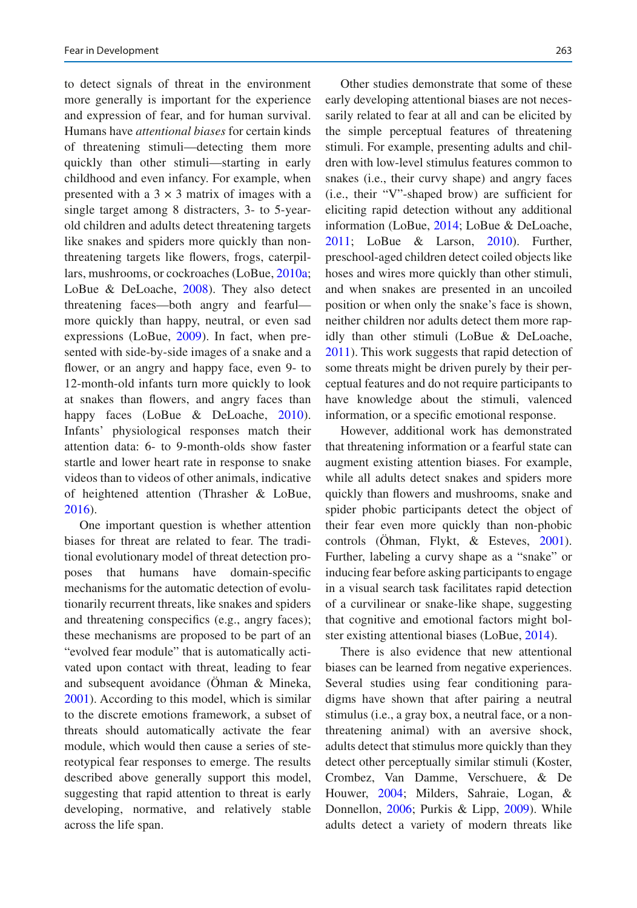to detect signals of threat in the environment more generally is important for the experience and expression of fear, and for human survival. Humans have *attentional biases* for certain kinds of threatening stimuli—detecting them more quickly than other stimuli—starting in early childhood and even infancy. For example, when presented with a 3 × 3 matrix of images with a single target among 8 distracters, 3- to 5-year-old children and adults detect threatening targets like snakes and spiders more quickly than non-threatening targets like flowers, frogs, caterpillars, mushrooms, or cockroaches (LoBue, 2010a; LoBue & DeLoache, 2008). They also detect threatening faces—both angry and fearful—more quickly than happy, neutral, or even sad expressions (LoBue, 2009). In fact, when presented with side-by-side images of a snake and a flower, or an angry and happy face, even 9- to 12-month-old infants turn more quickly to look at snakes than flowers, and angry faces than happy faces (LoBue & DeLoache, 2010). Infants' physiological responses match their attention data: 6- to 9-month-olds show faster startle and lower heart rate in response to snake videos than to videos of other animals, indicative of heightened attention (Thrasher & LoBue, 2016).

One important question is whether attention biases for threat are related to fear. The traditional evolutionary model of threat detection proposes that humans have domain-specific mechanisms for the automatic detection of evolutionarily recurrent threats, like snakes and spiders and threatening conspecifics (e.g., angry faces); these mechanisms are proposed to be part of an "evolved fear module" that is automatically activated upon contact with threat, leading to fear and subsequent avoidance (Öhman & Mineka, 2001). According to this model, which is similar to the discrete emotions framework, a subset of threats should automatically activate the fear module, which would then cause a series of stereotypical fear responses to emerge. The results described above generally support this model, suggesting that rapid attention to threat is early developing, normative, and relatively stable across the life span.

Other studies demonstrate that some of these early developing attentional biases are not necessarily related to fear at all and can be elicited by the simple perceptual features of threatening stimuli. For example, presenting adults and children with low-level stimulus features common to snakes (i.e., their curvy shape) and angry faces (i.e., their "V"-shaped brow) are sufficient for eliciting rapid detection without any additional information (LoBue, 2014; LoBue & DeLoache, 2011; LoBue & Larson, 2010). Further, preschool-aged children detect coiled objects like hoses and wires more quickly than other stimuli, and when snakes are presented in an uncoiled position or when only the snake's face is shown, neither children nor adults detect them more rapidly than other stimuli (LoBue & DeLoache, 2011). This work suggests that rapid detection of some threats might be driven purely by their perceptual features and do not require participants to have knowledge about the stimuli, valenced information, or a specific emotional response.

However, additional work has demonstrated that threatening information or a fearful state can augment existing attention biases. For example, while all adults detect snakes and spiders more quickly than flowers and mushrooms, snake and spider phobic participants detect the object of their fear even more quickly than non-phobic controls (Öhman, Flykt, & Esteves, 2001). Further, labeling a curvy shape as a "snake" or inducing fear before asking participants to engage in a visual search task facilitates rapid detection of a curvilinear or snake-like shape, suggesting that cognitive and emotional factors might bolster existing attentional biases (LoBue, 2014).

There is also evidence that new attentional biases can be learned from negative experiences. Several studies using fear conditioning paradigms have shown that after pairing a neutral stimulus (i.e., a gray box, a neutral face, or a non-threatening animal) with an aversive shock, adults detect that stimulus more quickly than they detect other perceptually similar stimuli (Koster, Crombez, Van Damme, Verschuere, & De Houwer, 2004; Milders, Sahraie, Logan, & Donnellon, 2006; Purkis & Lipp, 2009). While adults detect a variety of modern threats like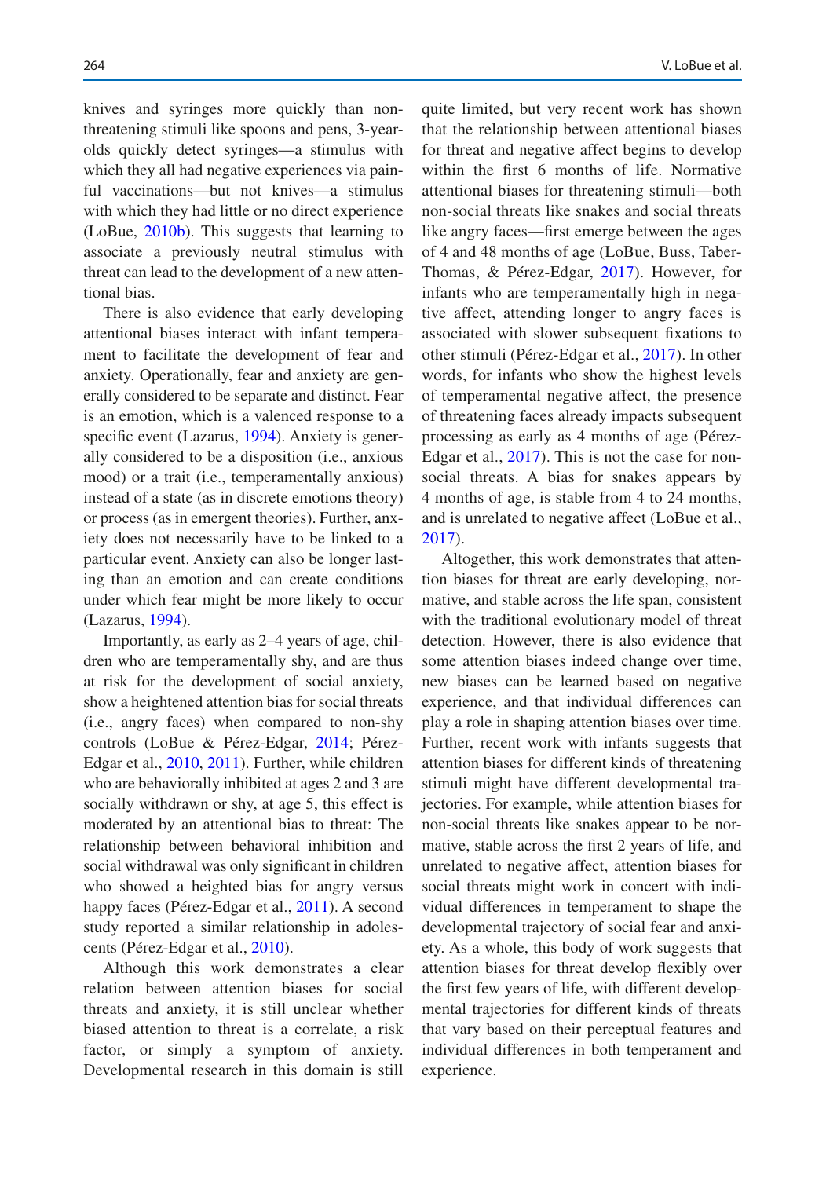knives and syringes more quickly than non-threatening stimuli like spoons and pens, 3-year-olds quickly detect syringes—a stimulus with which they all had negative experiences via painful vaccinations—but not knives—a stimulus with which they had little or no direct experience (LoBue, 2010b). This suggests that learning to associate a previously neutral stimulus with threat can lead to the development of a new attentional bias.

There is also evidence that early developing attentional biases interact with infant temperament to facilitate the development of fear and anxiety. Operationally, fear and anxiety are generally considered to be separate and distinct. Fear is an emotion, which is a valenced response to a specific event (Lazarus, 1994). Anxiety is generally considered to be a disposition (i.e., anxious mood) or a trait (i.e., temperamentally anxious) instead of a state (as in discrete emotions theory) or process (as in emergent theories). Further, anxiety does not necessarily have to be linked to a particular event. Anxiety can also be longer lasting than an emotion and can create conditions under which fear might be more likely to occur (Lazarus, 1994).

Importantly, as early as 2–4 years of age, children who are temperamentally shy, and are thus at risk for the development of social anxiety, show a heightened attention bias for social threats (i.e., angry faces) when compared to non-shy controls (LoBue & Pérez-Edgar, 2014; Pérez-Edgar et al., 2010, 2011). Further, while children who are behaviorally inhibited at ages 2 and 3 are socially withdrawn or shy, at age 5, this effect is moderated by an attentional bias to threat: The relationship between behavioral inhibition and social withdrawal was only significant in children who showed a heighted bias for angry versus happy faces (Pérez-Edgar et al., 2011). A second study reported a similar relationship in adolescents (Pérez-Edgar et al., 2010).

Although this work demonstrates a clear relation between attention biases for social threats and anxiety, it is still unclear whether biased attention to threat is a correlate, a risk factor, or simply a symptom of anxiety. Developmental research in this domain is still quite limited, but very recent work has shown that the relationship between attentional biases for threat and negative affect begins to develop within the first 6 months of life. Normative attentional biases for threatening stimuli—both non-social threats like snakes and social threats like angry faces—first emerge between the ages of 4 and 48 months of age (LoBue, Buss, Taber-Thomas, & Pérez-Edgar, 2017). However, for infants who are temperamentally high in negative affect, attending longer to angry faces is associated with slower subsequent fixations to other stimuli (Pérez-Edgar et al., 2017). In other words, for infants who show the highest levels of temperamental negative affect, the presence of threatening faces already impacts subsequent processing as early as 4 months of age (Pérez-Edgar et al., 2017). This is not the case for non-social threats. A bias for snakes appears by 4 months of age, is stable from 4 to 24 months, and is unrelated to negative affect (LoBue et al., 2017).

Altogether, this work demonstrates that attention biases for threat are early developing, normative, and stable across the life span, consistent with the traditional evolutionary model of threat detection. However, there is also evidence that some attention biases indeed change over time, new biases can be learned based on negative experience, and that individual differences can play a role in shaping attention biases over time. Further, recent work with infants suggests that attention biases for different kinds of threatening stimuli might have different developmental trajectories. For example, while attention biases for non-social threats like snakes appear to be normative, stable across the first 2 years of life, and unrelated to negative affect, attention biases for social threats might work in concert with individual differences in temperament to shape the developmental trajectory of social fear and anxiety. As a whole, this body of work suggests that attention biases for threat develop flexibly over the first few years of life, with different developmental trajectories for different kinds of threats that vary based on their perceptual features and individual differences in both temperament and experience.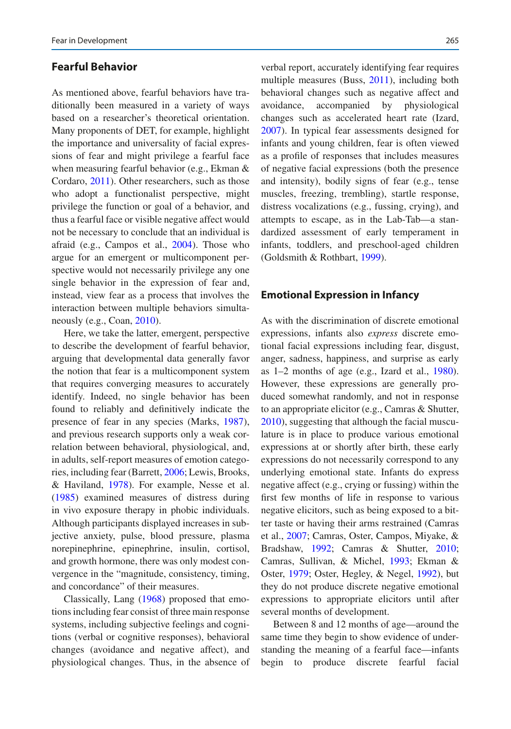## Fearful Behavior

As mentioned above, fearful behaviors have traditionally been measured in a variety of ways based on a researcher's theoretical orientation. Many proponents of DET, for example, highlight the importance and universality of facial expressions of fear and might privilege a fearful face when measuring fearful behavior (e.g., Ekman & Cordaro, 2011). Other researchers, such as those who adopt a functionalist perspective, might privilege the function or goal of a behavior, and thus a fearful face or visible negative affect would not be necessary to conclude that an individual is afraid (e.g., Campos et al., 2004). Those who argue for an emergent or multicomponent perspective would not necessarily privilege any one single behavior in the expression of fear and, instead, view fear as a process that involves the interaction between multiple behaviors simultaneously (e.g., Coan, 2010).

Here, we take the latter, emergent, perspective to describe the development of fearful behavior, arguing that developmental data generally favor the notion that fear is a multicomponent system that requires converging measures to accurately identify. Indeed, no single behavior has been found to reliably and definitively indicate the presence of fear in any species (Marks, 1987), and previous research supports only a weak correlation between behavioral, physiological, and, in adults, self-report measures of emotion categories, including fear (Barrett, 2006; Lewis, Brooks, & Haviland, 1978). For example, Nesse et al. (1985) examined measures of distress during in vivo exposure therapy in phobic individuals. Although participants displayed increases in subjective anxiety, pulse, blood pressure, plasma norepinephrine, epinephrine, insulin, cortisol, and growth hormone, there was only modest convergence in the "magnitude, consistency, timing, and concordance" of their measures.

Classically, Lang (1968) proposed that emotions including fear consist of three main response systems, including subjective feelings and cognitions (verbal or cognitive responses), behavioral changes (avoidance and negative affect), and physiological changes. Thus, in the absence of verbal report, accurately identifying fear requires multiple measures (Buss, 2011), including both behavioral changes such as negative affect and avoidance, accompanied by physiological changes such as accelerated heart rate (Izard, 2007). In typical fear assessments designed for infants and young children, fear is often viewed as a profile of responses that includes measures of negative facial expressions (both the presence and intensity), bodily signs of fear (e.g., tense muscles, freezing, trembling), startle response, distress vocalizations (e.g., fussing, crying), and attempts to escape, as in the Lab-Tab—a standardized assessment of early temperament in infants, toddlers, and preschool-aged children (Goldsmith & Rothbart, 1999).

## Emotional Expression in Infancy

As with the discrimination of discrete emotional expressions, infants also *express* discrete emotional facial expressions including fear, disgust, anger, sadness, happiness, and surprise as early as 1–2 months of age (e.g., Izard et al., 1980). However, these expressions are generally produced somewhat randomly, and not in response to an appropriate elicitor (e.g., Camras & Shutter, 2010), suggesting that although the facial musculature is in place to produce various emotional expressions at or shortly after birth, these early expressions do not necessarily correspond to any underlying emotional state. Infants do express negative affect (e.g., crying or fussing) within the first few months of life in response to various negative elicitors, such as being exposed to a bitter taste or having their arms restrained (Camras et al., 2007; Camras, Oster, Campos, Miyake, & Bradshaw, 1992; Camras & Shutter, 2010; Camras, Sullivan, & Michel, 1993; Ekman & Oster, 1979; Oster, Hegley, & Negel, 1992), but they do not produce discrete negative emotional expressions to appropriate elicitors until after several months of development.

Between 8 and 12 months of age—around the same time they begin to show evidence of understanding the meaning of a fearful face—infants begin to produce discrete fearful facial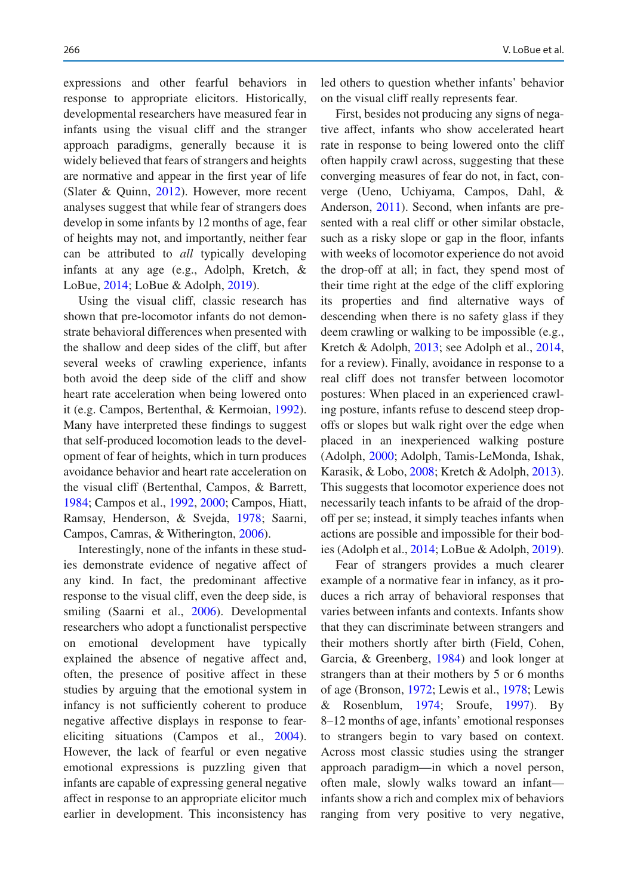expressions and other fearful behaviors in response to appropriate elicitors. Historically, developmental researchers have measured fear in infants using the visual cliff and the stranger approach paradigms, generally because it is widely believed that fears of strangers and heights are normative and appear in the first year of life (Slater & Quinn, 2012). However, more recent analyses suggest that while fear of strangers does develop in some infants by 12 months of age, fear of heights may not, and importantly, neither fear can be attributed to *all* typically developing infants at any age (e.g., Adolph, Kretch, & LoBue, 2014; LoBue & Adolph, 2019).

Using the visual cliff, classic research has shown that pre-locomotor infants do not demonstrate behavioral differences when presented with the shallow and deep sides of the cliff, but after several weeks of crawling experience, infants both avoid the deep side of the cliff and show heart rate acceleration when being lowered onto it (e.g. Campos, Bertenthal, & Kermoian, 1992). Many have interpreted these findings to suggest that self-produced locomotion leads to the development of fear of heights, which in turn produces avoidance behavior and heart rate acceleration on the visual cliff (Bertenthal, Campos, & Barrett, 1984; Campos et al., 1992, 2000; Campos, Hiatt, Ramsay, Henderson, & Svejda, 1978; Saarni, Campos, Camras, & Witherington, 2006).

Interestingly, none of the infants in these studies demonstrate evidence of negative affect of any kind. In fact, the predominant affective response to the visual cliff, even the deep side, is smiling (Saarni et al., 2006). Developmental researchers who adopt a functionalist perspective on emotional development have typically explained the absence of negative affect and, often, the presence of positive affect in these studies by arguing that the emotional system in infancy is not sufficiently coherent to produce negative affective displays in response to fear-eliciting situations (Campos et al., 2004). However, the lack of fearful or even negative emotional expressions is puzzling given that infants are capable of expressing general negative affect in response to an appropriate elicitor much earlier in development. This inconsistency has led others to question whether infants' behavior on the visual cliff really represents fear.

First, besides not producing any signs of negative affect, infants who show accelerated heart rate in response to being lowered onto the cliff often happily crawl across, suggesting that these converging measures of fear do not, in fact, converge (Ueno, Uchiyama, Campos, Dahl, & Anderson, 2011). Second, when infants are presented with a real cliff or other similar obstacle, such as a risky slope or gap in the floor, infants with weeks of locomotor experience do not avoid the drop-off at all; in fact, they spend most of their time right at the edge of the cliff exploring its properties and find alternative ways of descending when there is no safety glass if they deem crawling or walking to be impossible (e.g., Kretch & Adolph, 2013; see Adolph et al., 2014, for a review). Finally, avoidance in response to a real cliff does not transfer between locomotor postures: When placed in an experienced crawling posture, infants refuse to descend steep drop-offs or slopes but walk right over the edge when placed in an inexperienced walking posture (Adolph, 2000; Adolph, Tamis-LeMonda, Ishak, Karasik, & Lobo, 2008; Kretch & Adolph, 2013). This suggests that locomotor experience does not necessarily teach infants to be afraid of the drop-off per se; instead, it simply teaches infants when actions are possible and impossible for their bodies (Adolph et al., 2014; LoBue & Adolph, 2019).

Fear of strangers provides a much clearer example of a normative fear in infancy, as it produces a rich array of behavioral responses that varies between infants and contexts. Infants show that they can discriminate between strangers and their mothers shortly after birth (Field, Cohen, Garcia, & Greenberg, 1984) and look longer at strangers than at their mothers by 5 or 6 months of age (Bronson, 1972; Lewis et al., 1978; Lewis & Rosenblum, 1974; Sroufe, 1997). By 8–12 months of age, infants' emotional responses to strangers begin to vary based on context. Across most classic studies using the stranger approach paradigm—in which a novel person, often male, slowly walks toward an infant—infants show a rich and complex mix of behaviors ranging from very positive to very negative,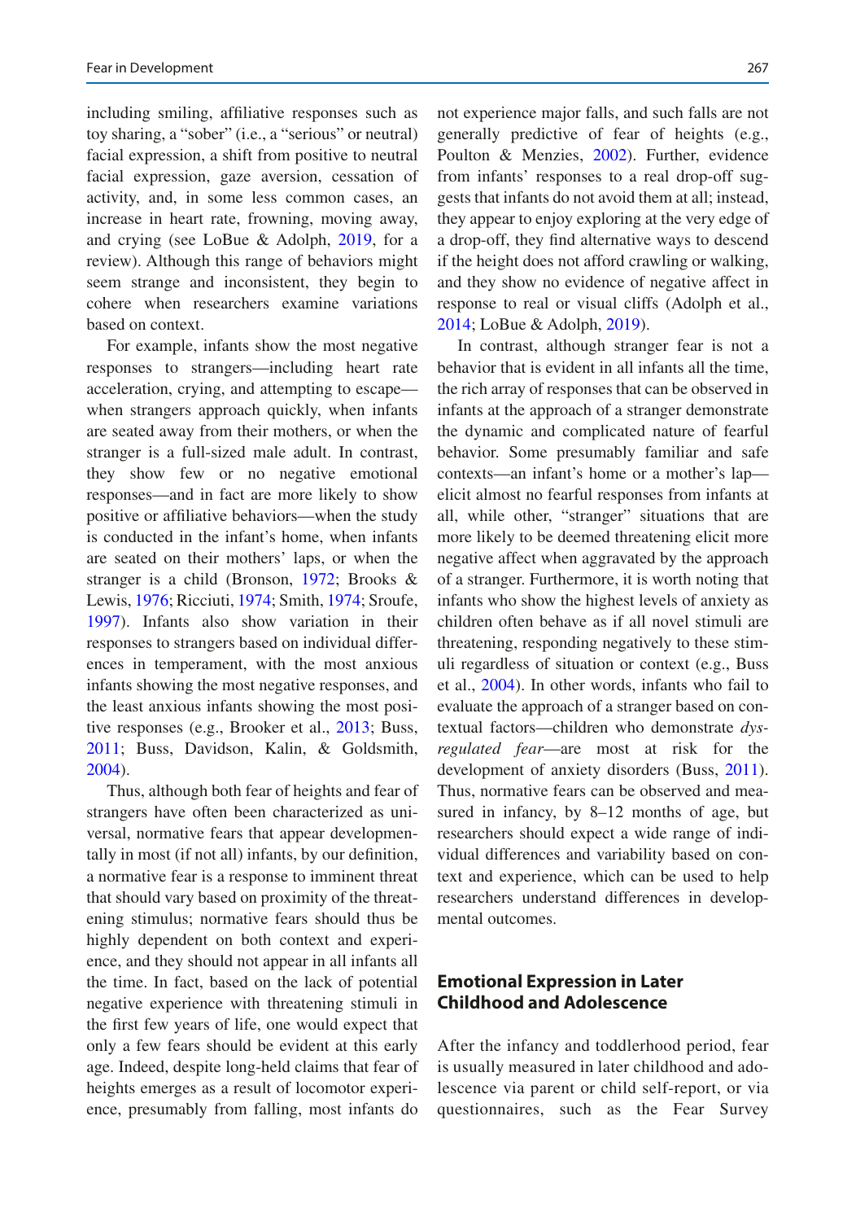including smiling, affiliative responses such as toy sharing, a "sober" (i.e., a "serious" or neutral) facial expression, a shift from positive to neutral facial expression, gaze aversion, cessation of activity, and, in some less common cases, an increase in heart rate, frowning, moving away, and crying (see LoBue & Adolph, 2019, for a review). Although this range of behaviors might seem strange and inconsistent, they begin to cohere when researchers examine variations based on context.

For example, infants show the most negative responses to strangers—including heart rate acceleration, crying, and attempting to escape—when strangers approach quickly, when infants are seated away from their mothers, or when the stranger is a full-sized male adult. In contrast, they show few or no negative emotional responses—and in fact are more likely to show positive or affiliative behaviors—when the study is conducted in the infant's home, when infants are seated on their mothers' laps, or when the stranger is a child (Bronson, 1972; Brooks & Lewis, 1976; Ricciuti, 1974; Smith, 1974; Sroufe, 1997). Infants also show variation in their responses to strangers based on individual differences in temperament, with the most anxious infants showing the most negative responses, and the least anxious infants showing the most positive responses (e.g., Brooker et al., 2013; Buss, 2011; Buss, Davidson, Kalin, & Goldsmith, 2004).

Thus, although both fear of heights and fear of strangers have often been characterized as universal, normative fears that appear developmentally in most (if not all) infants, by our definition, a normative fear is a response to imminent threat that should vary based on proximity of the threatening stimulus; normative fears should thus be highly dependent on both context and experience, and they should not appear in all infants all the time. In fact, based on the lack of potential negative experience with threatening stimuli in the first few years of life, one would expect that only a few fears should be evident at this early age. Indeed, despite long-held claims that fear of heights emerges as a result of locomotor experience, presumably from falling, most infants do not experience major falls, and such falls are not generally predictive of fear of heights (e.g., Poulton & Menzies, 2002). Further, evidence from infants' responses to a real drop-off suggests that infants do not avoid them at all; instead, they appear to enjoy exploring at the very edge of a drop-off, they find alternative ways to descend if the height does not afford crawling or walking, and they show no evidence of negative affect in response to real or visual cliffs (Adolph et al., 2014; LoBue & Adolph, 2019).

In contrast, although stranger fear is not a behavior that is evident in all infants all the time, the rich array of responses that can be observed in infants at the approach of a stranger demonstrate the dynamic and complicated nature of fearful behavior. Some presumably familiar and safe contexts—an infant's home or a mother's lap—elicit almost no fearful responses from infants at all, while other, "stranger" situations that are more likely to be deemed threatening elicit more negative affect when aggravated by the approach of a stranger. Furthermore, it is worth noting that infants who show the highest levels of anxiety as children often behave as if all novel stimuli are threatening, responding negatively to these stimuli regardless of situation or context (e.g., Buss et al., 2004). In other words, infants who fail to evaluate the approach of a stranger based on contextual factors—children who demonstrate *dysregulated fear*—are most at risk for the development of anxiety disorders (Buss, 2011). Thus, normative fears can be observed and measured in infancy, by 8–12 months of age, but researchers should expect a wide range of individual differences and variability based on context and experience, which can be used to help researchers understand differences in developmental outcomes.

## Emotional Expression in Later Childhood and Adolescence

After the infancy and toddlerhood period, fear is usually measured in later childhood and adolescence via parent or child self-report, or via questionnaires, such as the Fear Survey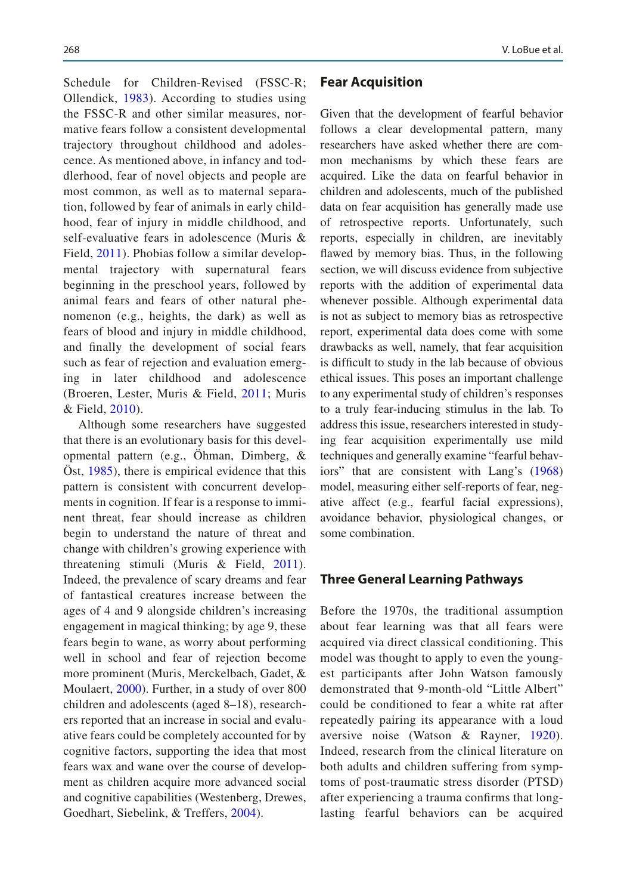Schedule for Children-Revised (FSSC-R; Ollendick, 1983). According to studies using the FSSC-R and other similar measures, normative fears follow a consistent developmental trajectory throughout childhood and adolescence. As mentioned above, in infancy and toddlerhood, fear of novel objects and people are most common, as well as to maternal separation, followed by fear of animals in early childhood, fear of injury in middle childhood, and self-evaluative fears in adolescence (Muris & Field, 2011). Phobias follow a similar developmental trajectory with supernatural fears beginning in the preschool years, followed by animal fears and fears of other natural phenomenon (e.g., heights, the dark) as well as fears of blood and injury in middle childhood, and finally the development of social fears such as fear of rejection and evaluation emerging in later childhood and adolescence (Broeren, Lester, Muris & Field, 2011; Muris & Field, 2010).

Although some researchers have suggested that there is an evolutionary basis for this developmental pattern (e.g., Öhman, Dimberg, & Öst, 1985), there is empirical evidence that this pattern is consistent with concurrent developments in cognition. If fear is a response to imminent threat, fear should increase as children begin to understand the nature of threat and change with children's growing experience with threatening stimuli (Muris & Field, 2011). Indeed, the prevalence of scary dreams and fear of fantastical creatures increase between the ages of 4 and 9 alongside children's increasing engagement in magical thinking; by age 9, these fears begin to wane, as worry about performing well in school and fear of rejection become more prominent (Muris, Merckelbach, Gadet, & Moulaert, 2000). Further, in a study of over 800 children and adolescents (aged 8–18), researchers reported that an increase in social and evaluative fears could be completely accounted for by cognitive factors, supporting the idea that most fears wax and wane over the course of development as children acquire more advanced social and cognitive capabilities (Westenberg, Drewes, Goedhart, Siebelink, & Treffers, 2004).

## Fear Acquisition

Given that the development of fearful behavior follows a clear developmental pattern, many researchers have asked whether there are common mechanisms by which these fears are acquired. Like the data on fearful behavior in children and adolescents, much of the published data on fear acquisition has generally made use of retrospective reports. Unfortunately, such reports, especially in children, are inevitably flawed by memory bias. Thus, in the following section, we will discuss evidence from subjective reports with the addition of experimental data whenever possible. Although experimental data is not as subject to memory bias as retrospective report, experimental data does come with some drawbacks as well, namely, that fear acquisition is difficult to study in the lab because of obvious ethical issues. This poses an important challenge to any experimental study of children's responses to a truly fear-inducing stimulus in the lab. To address this issue, researchers interested in studying fear acquisition experimentally use mild techniques and generally examine "fearful behaviors" that are consistent with Lang's (1968) model, measuring either self-reports of fear, negative affect (e.g., fearful facial expressions), avoidance behavior, physiological changes, or some combination.

## Three General Learning Pathways

Before the 1970s, the traditional assumption about fear learning was that all fears were acquired via direct classical conditioning. This model was thought to apply to even the youngest participants after John Watson famously demonstrated that 9-month-old "Little Albert" could be conditioned to fear a white rat after repeatedly pairing its appearance with a loud aversive noise (Watson & Rayner, 1920). Indeed, research from the clinical literature on both adults and children suffering from symptoms of post-traumatic stress disorder (PTSD) after experiencing a trauma confirms that long-lasting fearful behaviors can be acquired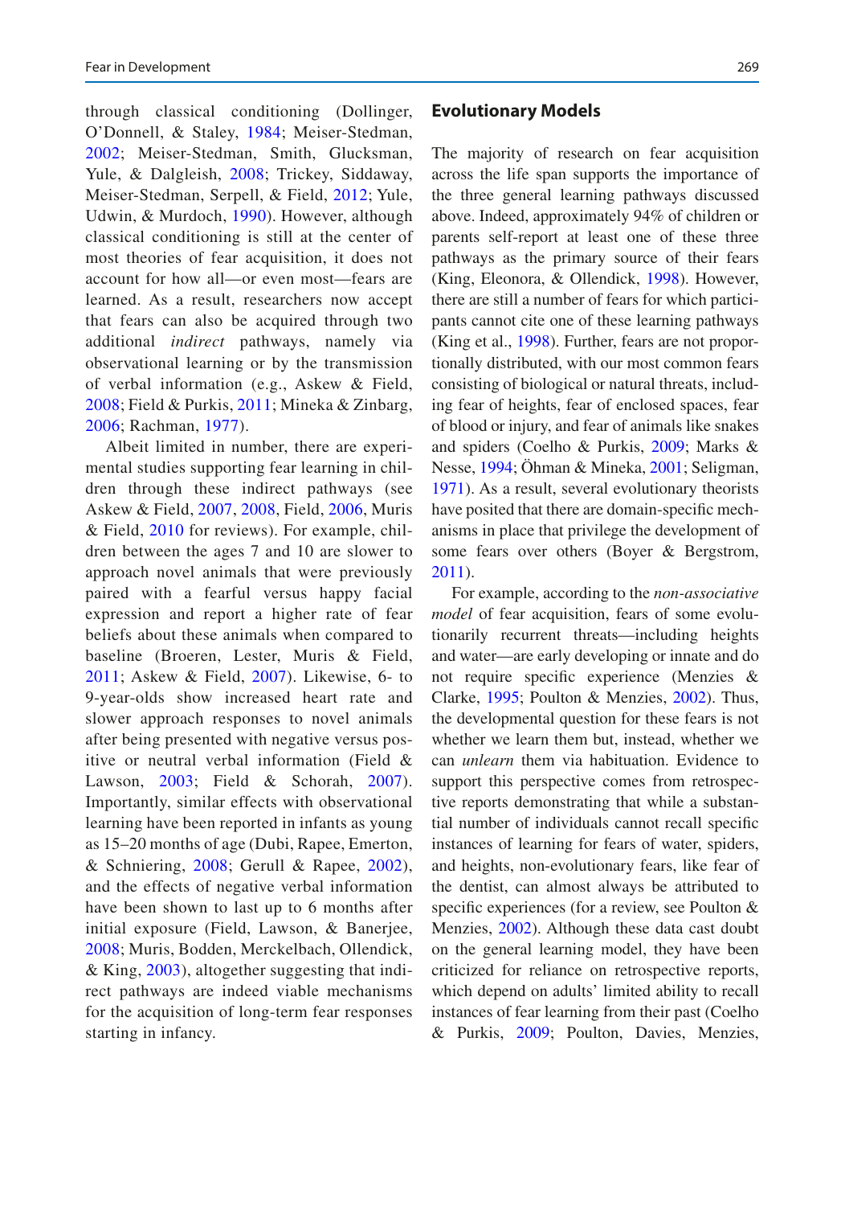through classical conditioning (Dollinger, O'Donnell, & Staley, 1984; Meiser-Stedman, 2002; Meiser-Stedman, Smith, Glucksman, Yule, & Dalgleish, 2008; Trickey, Siddaway, Meiser-Stedman, Serpell, & Field, 2012; Yule, Udwin, & Murdoch, 1990). However, although classical conditioning is still at the center of most theories of fear acquisition, it does not account for how all—or even most—fears are learned. As a result, researchers now accept that fears can also be acquired through two additional *indirect* pathways, namely via observational learning or by the transmission of verbal information (e.g., Askew & Field, 2008; Field & Purkis, 2011; Mineka & Zinbarg, 2006; Rachman, 1977).

Albeit limited in number, there are experimental studies supporting fear learning in children through these indirect pathways (see Askew & Field, 2007, 2008, Field, 2006, Muris & Field, 2010 for reviews). For example, children between the ages 7 and 10 are slower to approach novel animals that were previously paired with a fearful versus happy facial expression and report a higher rate of fear beliefs about these animals when compared to baseline (Broeren, Lester, Muris & Field, 2011; Askew & Field, 2007). Likewise, 6- to 9-year-olds show increased heart rate and slower approach responses to novel animals after being presented with negative versus positive or neutral verbal information (Field & Lawson, 2003; Field & Schorah, 2007). Importantly, similar effects with observational learning have been reported in infants as young as 15–20 months of age (Dubi, Rapee, Emerton, & Schniering, 2008; Gerull & Rapee, 2002), and the effects of negative verbal information have been shown to last up to 6 months after initial exposure (Field, Lawson, & Banerjee, 2008; Muris, Bodden, Merckelbach, Ollendick, & King, 2003), altogether suggesting that indirect pathways are indeed viable mechanisms for the acquisition of long-term fear responses starting in infancy.

## Evolutionary Models

The majority of research on fear acquisition across the life span supports the importance of the three general learning pathways discussed above. Indeed, approximately 94% of children or parents self-report at least one of these three pathways as the primary source of their fears (King, Eleonora, & Ollendick, 1998). However, there are still a number of fears for which participants cannot cite one of these learning pathways (King et al., 1998). Further, fears are not proportionally distributed, with our most common fears consisting of biological or natural threats, including fear of heights, fear of enclosed spaces, fear of blood or injury, and fear of animals like snakes and spiders (Coelho & Purkis, 2009; Marks & Nesse, 1994; Öhman & Mineka, 2001; Seligman, 1971). As a result, several evolutionary theorists have posited that there are domain-specific mechanisms in place that privilege the development of some fears over others (Boyer & Bergstrom, 2011).

For example, according to the *non-associative model* of fear acquisition, fears of some evolutionarily recurrent threats—including heights and water—are early developing or innate and do not require specific experience (Menzies & Clarke, 1995; Poulton & Menzies, 2002). Thus, the developmental question for these fears is not whether we learn them but, instead, whether we can *unlearn* them via habituation. Evidence to support this perspective comes from retrospective reports demonstrating that while a substantial number of individuals cannot recall specific instances of learning for fears of water, spiders, and heights, non-evolutionary fears, like fear of the dentist, can almost always be attributed to specific experiences (for a review, see Poulton & Menzies, 2002). Although these data cast doubt on the general learning model, they have been criticized for reliance on retrospective reports, which depend on adults' limited ability to recall instances of fear learning from their past (Coelho & Purkis, 2009; Poulton, Davies, Menzies,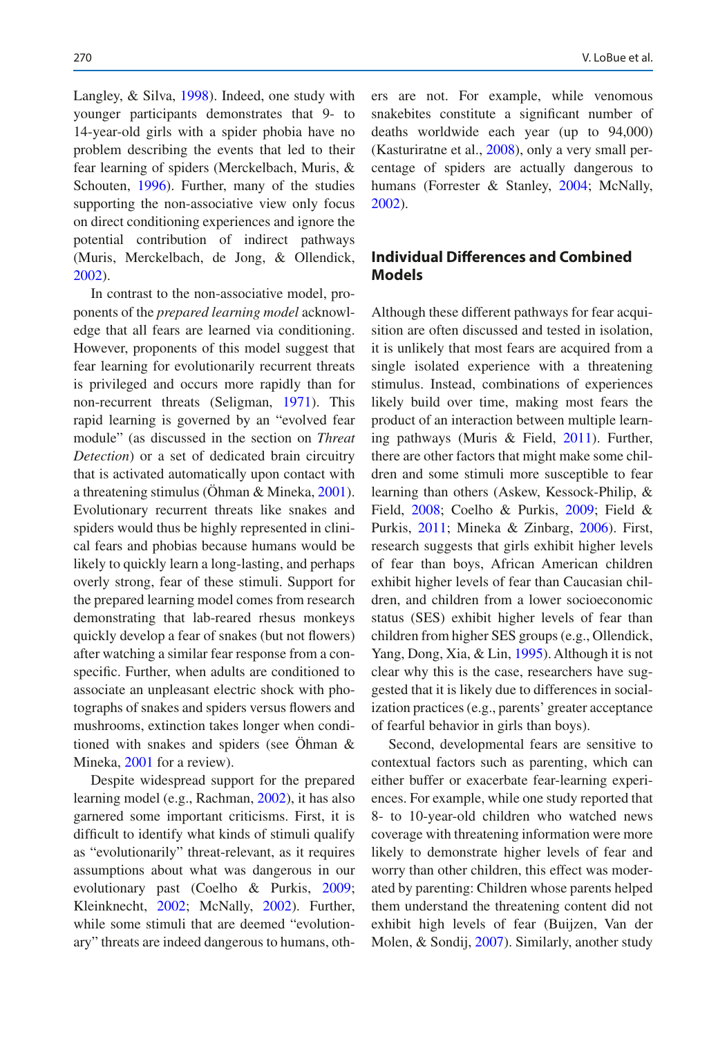Langley, & Silva, 1998). Indeed, one study with younger participants demonstrates that 9- to 14-year-old girls with a spider phobia have no problem describing the events that led to their fear learning of spiders (Merckelbach, Muris, & Schouten, 1996). Further, many of the studies supporting the non-associative view only focus on direct conditioning experiences and ignore the potential contribution of indirect pathways (Muris, Merckelbach, de Jong, & Ollendick, 2002).

In contrast to the non-associative model, proponents of the *prepared learning model* acknowledge that all fears are learned via conditioning. However, proponents of this model suggest that fear learning for evolutionarily recurrent threats is privileged and occurs more rapidly than for non-recurrent threats (Seligman, 1971). This rapid learning is governed by an "evolved fear module" (as discussed in the section on *Threat Detection*) or a set of dedicated brain circuitry that is activated automatically upon contact with a threatening stimulus (Öhman & Mineka, 2001). Evolutionary recurrent threats like snakes and spiders would thus be highly represented in clinical fears and phobias because humans would be likely to quickly learn a long-lasting, and perhaps overly strong, fear of these stimuli. Support for the prepared learning model comes from research demonstrating that lab-reared rhesus monkeys quickly develop a fear of snakes (but not flowers) after watching a similar fear response from a conspecific. Further, when adults are conditioned to associate an unpleasant electric shock with photographs of snakes and spiders versus flowers and mushrooms, extinction takes longer when conditioned with snakes and spiders (see Öhman & Mineka, 2001 for a review).

Despite widespread support for the prepared learning model (e.g., Rachman, 2002), it has also garnered some important criticisms. First, it is difficult to identify what kinds of stimuli qualify as "evolutionarily" threat-relevant, as it requires assumptions about what was dangerous in our evolutionary past (Coelho & Purkis, 2009; Kleinknecht, 2002; McNally, 2002). Further, while some stimuli that are deemed "evolutionary" threats are indeed dangerous to humans, others are not. For example, while venomous snakebites constitute a significant number of deaths worldwide each year (up to 94,000) (Kasturiratne et al., 2008), only a very small percentage of spiders are actually dangerous to humans (Forrester & Stanley, 2004; McNally, 2002).

## Individual Differences and Combined Models

Although these different pathways for fear acquisition are often discussed and tested in isolation, it is unlikely that most fears are acquired from a single isolated experience with a threatening stimulus. Instead, combinations of experiences likely build over time, making most fears the product of an interaction between multiple learning pathways (Muris & Field, 2011). Further, there are other factors that might make some children and some stimuli more susceptible to fear learning than others (Askew, Kessock-Philip, & Field, 2008; Coelho & Purkis, 2009; Field & Purkis, 2011; Mineka & Zinbarg, 2006). First, research suggests that girls exhibit higher levels of fear than boys, African American children exhibit higher levels of fear than Caucasian children, and children from a lower socioeconomic status (SES) exhibit higher levels of fear than children from higher SES groups (e.g., Ollendick, Yang, Dong, Xia, & Lin, 1995). Although it is not clear why this is the case, researchers have suggested that it is likely due to differences in socialization practices (e.g., parents' greater acceptance of fearful behavior in girls than boys).

Second, developmental fears are sensitive to contextual factors such as parenting, which can either buffer or exacerbate fear-learning experiences. For example, while one study reported that 8- to 10-year-old children who watched news coverage with threatening information were more likely to demonstrate higher levels of fear and worry than other children, this effect was moderated by parenting: Children whose parents helped them understand the threatening content did not exhibit high levels of fear (Buijzen, Van der Molen, & Sondij, 2007). Similarly, another study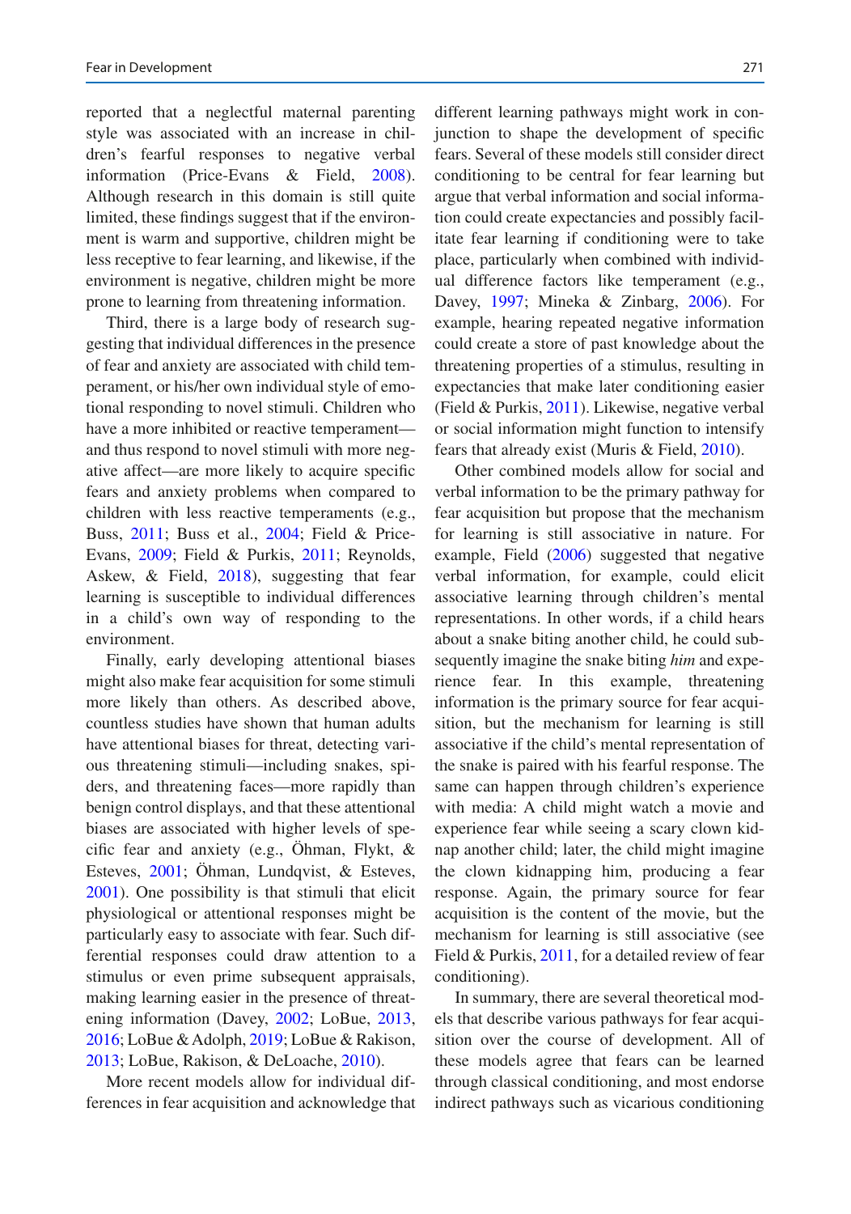reported that a neglectful maternal parenting style was associated with an increase in children's fearful responses to negative verbal information (Price-Evans & Field, 2008). Although research in this domain is still quite limited, these findings suggest that if the environment is warm and supportive, children might be less receptive to fear learning, and likewise, if the environment is negative, children might be more prone to learning from threatening information.

Third, there is a large body of research suggesting that individual differences in the presence of fear and anxiety are associated with child temperament, or his/her own individual style of emotional responding to novel stimuli. Children who have a more inhibited or reactive temperament—and thus respond to novel stimuli with more negative affect—are more likely to acquire specific fears and anxiety problems when compared to children with less reactive temperaments (e.g., Buss, 2011; Buss et al., 2004; Field & Price-Evans, 2009; Field & Purkis, 2011; Reynolds, Askew, & Field, 2018), suggesting that fear learning is susceptible to individual differences in a child's own way of responding to the environment.

Finally, early developing attentional biases might also make fear acquisition for some stimuli more likely than others. As described above, countless studies have shown that human adults have attentional biases for threat, detecting various threatening stimuli—including snakes, spiders, and threatening faces—more rapidly than benign control displays, and that these attentional biases are associated with higher levels of specific fear and anxiety (e.g., Öhman, Flykt, & Esteves, 2001; Öhman, Lundqvist, & Esteves, 2001). One possibility is that stimuli that elicit physiological or attentional responses might be particularly easy to associate with fear. Such differential responses could draw attention to a stimulus or even prime subsequent appraisals, making learning easier in the presence of threatening information (Davey, 2002; LoBue, 2013, 2016; LoBue & Adolph, 2019; LoBue & Rakison, 2013; LoBue, Rakison, & DeLoache, 2010).

More recent models allow for individual differences in fear acquisition and acknowledge that different learning pathways might work in conjunction to shape the development of specific fears. Several of these models still consider direct conditioning to be central for fear learning but argue that verbal information and social information could create expectancies and possibly facilitate fear learning if conditioning were to take place, particularly when combined with individual difference factors like temperament (e.g., Davey, 1997; Mineka & Zinbarg, 2006). For example, hearing repeated negative information could create a store of past knowledge about the threatening properties of a stimulus, resulting in expectancies that make later conditioning easier (Field & Purkis, 2011). Likewise, negative verbal or social information might function to intensify fears that already exist (Muris & Field, 2010).

Other combined models allow for social and verbal information to be the primary pathway for fear acquisition but propose that the mechanism for learning is still associative in nature. For example, Field (2006) suggested that negative verbal information, for example, could elicit associative learning through children's mental representations. In other words, if a child hears about a snake biting another child, he could subsequently imagine the snake biting *him* and experience fear. In this example, threatening information is the primary source for fear acquisition, but the mechanism for learning is still associative if the child's mental representation of the snake is paired with his fearful response. The same can happen through children's experience with media: A child might watch a movie and experience fear while seeing a scary clown kidnap another child; later, the child might imagine the clown kidnapping him, producing a fear response. Again, the primary source for fear acquisition is the content of the movie, but the mechanism for learning is still associative (see Field & Purkis, 2011, for a detailed review of fear conditioning).

In summary, there are several theoretical models that describe various pathways for fear acquisition over the course of development. All of these models agree that fears can be learned through classical conditioning, and most endorse indirect pathways such as vicarious conditioning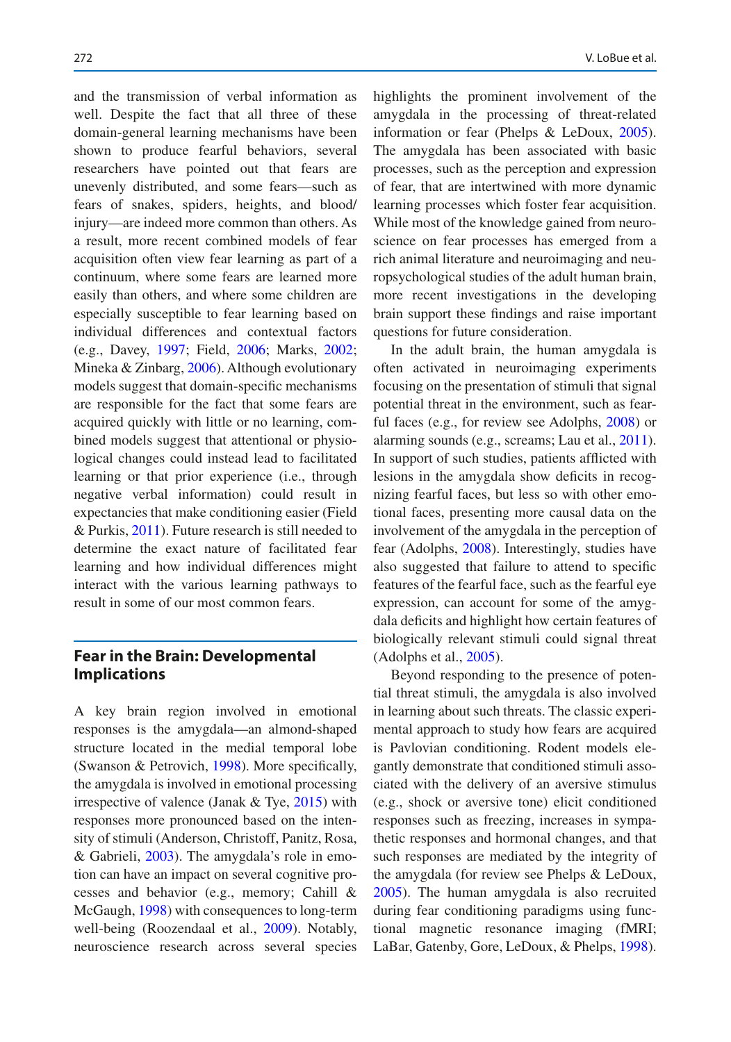and the transmission of verbal information as well. Despite the fact that all three of these domain-general learning mechanisms have been shown to produce fearful behaviors, several researchers have pointed out that fears are unevenly distributed, and some fears—such as fears of snakes, spiders, heights, and blood/injury—are indeed more common than others. As a result, more recent combined models of fear acquisition often view fear learning as part of a continuum, where some fears are learned more easily than others, and where some children are especially susceptible to fear learning based on individual differences and contextual factors (e.g., Davey, 1997; Field, 2006; Marks, 2002; Mineka & Zinbarg, 2006). Although evolutionary models suggest that domain-specific mechanisms are responsible for the fact that some fears are acquired quickly with little or no learning, combined models suggest that attentional or physiological changes could instead lead to facilitated learning or that prior experience (i.e., through negative verbal information) could result in expectancies that make conditioning easier (Field & Purkis, 2011). Future research is still needed to determine the exact nature of facilitated fear learning and how individual differences might interact with the various learning pathways to result in some of our most common fears.

## Fear in the Brain: Developmental Implications

A key brain region involved in emotional responses is the amygdala—an almond-shaped structure located in the medial temporal lobe (Swanson & Petrovich, 1998). More specifically, the amygdala is involved in emotional processing irrespective of valence (Janak & Tye, 2015) with responses more pronounced based on the intensity of stimuli (Anderson, Christoff, Panitz, Rosa, & Gabrieli, 2003). The amygdala's role in emotion can have an impact on several cognitive processes and behavior (e.g., memory; Cahill & McGaugh, 1998) with consequences to long-term well-being (Roozendaal et al., 2009). Notably, neuroscience research across several species highlights the prominent involvement of the amygdala in the processing of threat-related information or fear (Phelps & LeDoux, 2005). The amygdala has been associated with basic processes, such as the perception and expression of fear, that are intertwined with more dynamic learning processes which foster fear acquisition. While most of the knowledge gained from neuroscience on fear processes has emerged from a rich animal literature and neuroimaging and neuropsychological studies of the adult human brain, more recent investigations in the developing brain support these findings and raise important questions for future consideration.

In the adult brain, the human amygdala is often activated in neuroimaging experiments focusing on the presentation of stimuli that signal potential threat in the environment, such as fearful faces (e.g., for review see Adolphs, 2008) or alarming sounds (e.g., screams; Lau et al., 2011). In support of such studies, patients afflicted with lesions in the amygdala show deficits in recognizing fearful faces, but less so with other emotional faces, presenting more causal data on the involvement of the amygdala in the perception of fear (Adolphs, 2008). Interestingly, studies have also suggested that failure to attend to specific features of the fearful face, such as the fearful eye expression, can account for some of the amygdala deficits and highlight how certain features of biologically relevant stimuli could signal threat (Adolphs et al., 2005).

Beyond responding to the presence of potential threat stimuli, the amygdala is also involved in learning about such threats. The classic experimental approach to study how fears are acquired is Pavlovian conditioning. Rodent models elegantly demonstrate that conditioned stimuli associated with the delivery of an aversive stimulus (e.g., shock or aversive tone) elicit conditioned responses such as freezing, increases in sympathetic responses and hormonal changes, and that such responses are mediated by the integrity of the amygdala (for review see Phelps & LeDoux, 2005). The human amygdala is also recruited during fear conditioning paradigms using functional magnetic resonance imaging (fMRI; LaBar, Gatenby, Gore, LeDoux, & Phelps, 1998).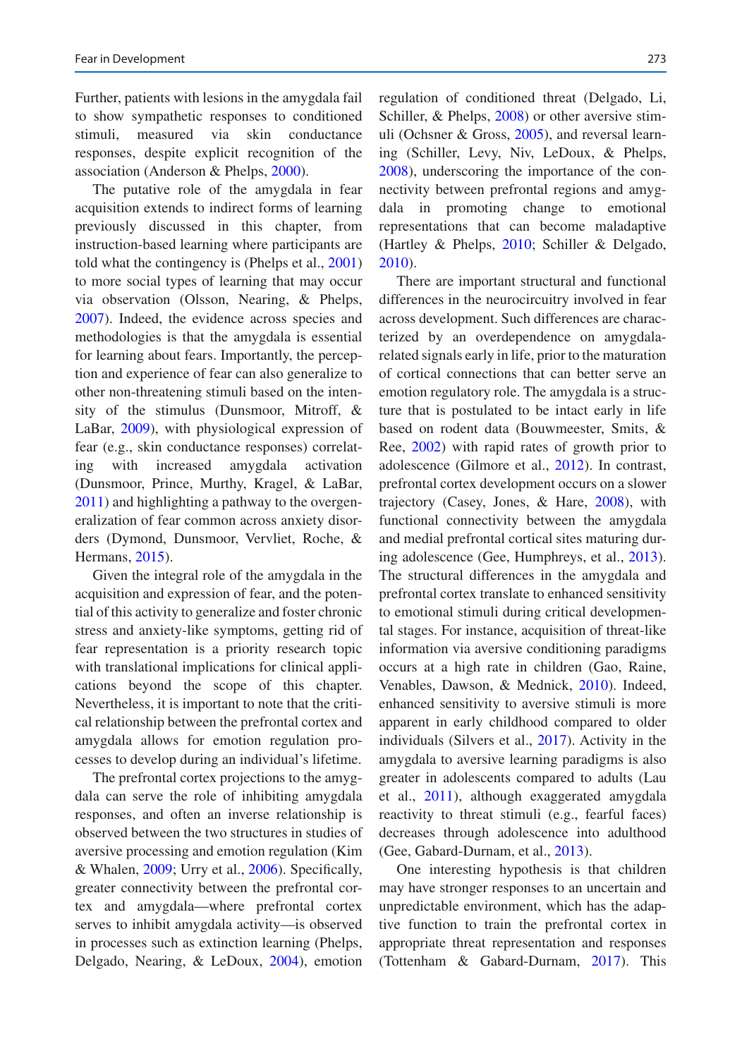Further, patients with lesions in the amygdala fail to show sympathetic responses to conditioned stimuli, measured via skin conductance responses, despite explicit recognition of the association (Anderson & Phelps, 2000).

The putative role of the amygdala in fear acquisition extends to indirect forms of learning previously discussed in this chapter, from instruction-based learning where participants are told what the contingency is (Phelps et al., 2001) to more social types of learning that may occur via observation (Olsson, Nearing, & Phelps, 2007). Indeed, the evidence across species and methodologies is that the amygdala is essential for learning about fears. Importantly, the perception and experience of fear can also generalize to other non-threatening stimuli based on the intensity of the stimulus (Dunsmoor, Mitroff, & LaBar, 2009), with physiological expression of fear (e.g., skin conductance responses) correlating with increased amygdala activation (Dunsmoor, Prince, Murthy, Kragel, & LaBar, 2011) and highlighting a pathway to the overgeneralization of fear common across anxiety disorders (Dymond, Dunsmoor, Vervliet, Roche, & Hermans, 2015).

Given the integral role of the amygdala in the acquisition and expression of fear, and the potential of this activity to generalize and foster chronic stress and anxiety-like symptoms, getting rid of fear representation is a priority research topic with translational implications for clinical applications beyond the scope of this chapter. Nevertheless, it is important to note that the critical relationship between the prefrontal cortex and amygdala allows for emotion regulation processes to develop during an individual's lifetime.

The prefrontal cortex projections to the amygdala can serve the role of inhibiting amygdala responses, and often an inverse relationship is observed between the two structures in studies of aversive processing and emotion regulation (Kim & Whalen, 2009; Urry et al., 2006). Specifically, greater connectivity between the prefrontal cortex and amygdala—where prefrontal cortex serves to inhibit amygdala activity—is observed in processes such as extinction learning (Phelps, Delgado, Nearing, & LeDoux, 2004), emotion regulation of conditioned threat (Delgado, Li, Schiller, & Phelps, 2008) or other aversive stimuli (Ochsner & Gross, 2005), and reversal learning (Schiller, Levy, Niv, LeDoux, & Phelps, 2008), underscoring the importance of the connectivity between prefrontal regions and amygdala in promoting change to emotional representations that can become maladaptive (Hartley & Phelps, 2010; Schiller & Delgado, 2010).

There are important structural and functional differences in the neurocircuitry involved in fear across development. Such differences are characterized by an overdependence on amygdala-related signals early in life, prior to the maturation of cortical connections that can better serve an emotion regulatory role. The amygdala is a structure that is postulated to be intact early in life based on rodent data (Bouwmeester, Smits, & Ree, 2002) with rapid rates of growth prior to adolescence (Gilmore et al., 2012). In contrast, prefrontal cortex development occurs on a slower trajectory (Casey, Jones, & Hare, 2008), with functional connectivity between the amygdala and medial prefrontal cortical sites maturing during adolescence (Gee, Humphreys, et al., 2013). The structural differences in the amygdala and prefrontal cortex translate to enhanced sensitivity to emotional stimuli during critical developmental stages. For instance, acquisition of threat-like information via aversive conditioning paradigms occurs at a high rate in children (Gao, Raine, Venables, Dawson, & Mednick, 2010). Indeed, enhanced sensitivity to aversive stimuli is more apparent in early childhood compared to older individuals (Silvers et al., 2017). Activity in the amygdala to aversive learning paradigms is also greater in adolescents compared to adults (Lau et al., 2011), although exaggerated amygdala reactivity to threat stimuli (e.g., fearful faces) decreases through adolescence into adulthood (Gee, Gabard-Durnam, et al., 2013).

One interesting hypothesis is that children may have stronger responses to an uncertain and unpredictable environment, which has the adaptive function to train the prefrontal cortex in appropriate threat representation and responses (Tottenham & Gabard-Durnam, 2017). This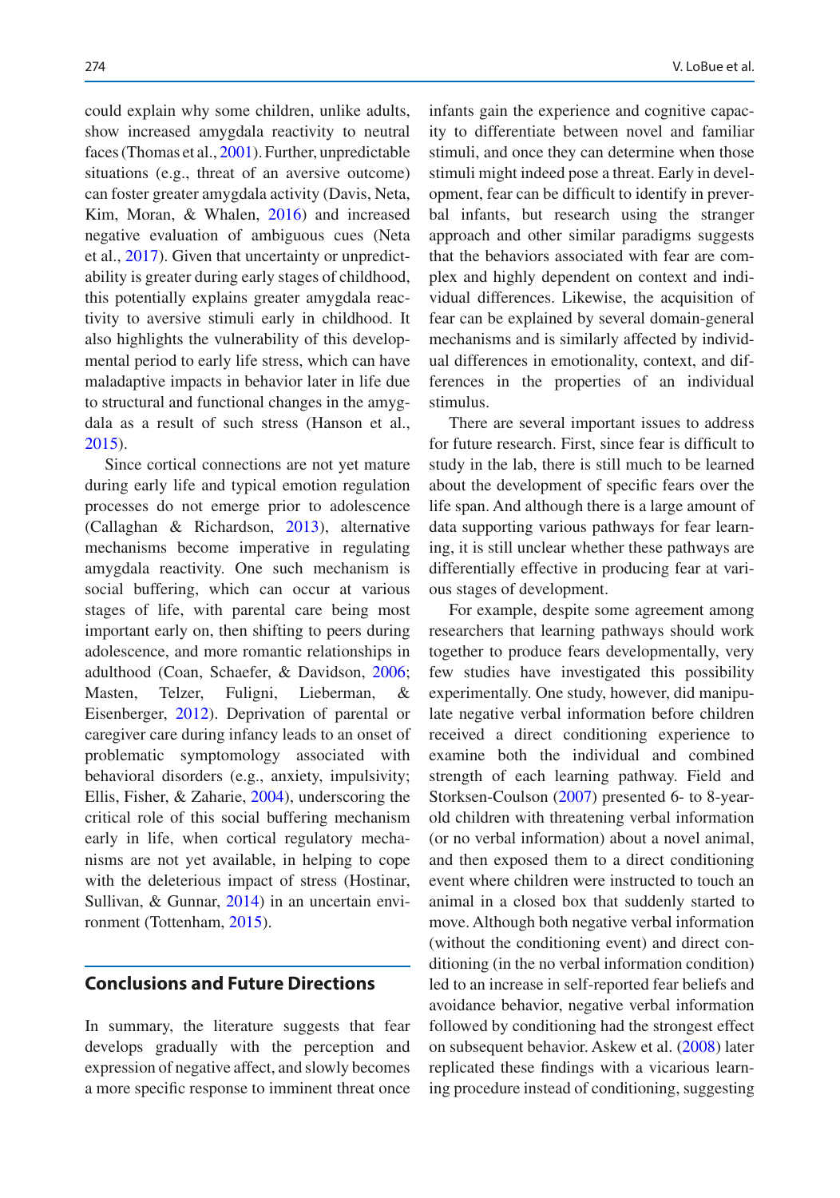could explain why some children, unlike adults, show increased amygdala reactivity to neutral faces (Thomas et al., 2001). Further, unpredictable situations (e.g., threat of an aversive outcome) can foster greater amygdala activity (Davis, Neta, Kim, Moran, & Whalen, 2016) and increased negative evaluation of ambiguous cues (Neta et al., 2017). Given that uncertainty or unpredictability is greater during early stages of childhood, this potentially explains greater amygdala reactivity to aversive stimuli early in childhood. It also highlights the vulnerability of this developmental period to early life stress, which can have maladaptive impacts in behavior later in life due to structural and functional changes in the amygdala as a result of such stress (Hanson et al., 2015).

Since cortical connections are not yet mature during early life and typical emotion regulation processes do not emerge prior to adolescence (Callaghan & Richardson, 2013), alternative mechanisms become imperative in regulating amygdala reactivity. One such mechanism is social buffering, which can occur at various stages of life, with parental care being most important early on, then shifting to peers during adolescence, and more romantic relationships in adulthood (Coan, Schaefer, & Davidson, 2006; Masten, Telzer, Fuligni, Lieberman, & Eisenberger, 2012). Deprivation of parental or caregiver care during infancy leads to an onset of problematic symptomology associated with behavioral disorders (e.g., anxiety, impulsivity; Ellis, Fisher, & Zaharie, 2004), underscoring the critical role of this social buffering mechanism early in life, when cortical regulatory mechanisms are not yet available, in helping to cope with the deleterious impact of stress (Hostinar, Sullivan, & Gunnar, 2014) in an uncertain environment (Tottenham, 2015).

## Conclusions and Future Directions

In summary, the literature suggests that fear develops gradually with the perception and expression of negative affect, and slowly becomes a more specific response to imminent threat once infants gain the experience and cognitive capacity to differentiate between novel and familiar stimuli, and once they can determine when those stimuli might indeed pose a threat. Early in development, fear can be difficult to identify in preverbal infants, but research using the stranger approach and other similar paradigms suggests that the behaviors associated with fear are complex and highly dependent on context and individual differences. Likewise, the acquisition of fear can be explained by several domain-general mechanisms and is similarly affected by individual differences in emotionality, context, and differences in the properties of an individual stimulus.

There are several important issues to address for future research. First, since fear is difficult to study in the lab, there is still much to be learned about the development of specific fears over the life span. And although there is a large amount of data supporting various pathways for fear learning, it is still unclear whether these pathways are differentially effective in producing fear at various stages of development.

For example, despite some agreement among researchers that learning pathways should work together to produce fears developmentally, very few studies have investigated this possibility experimentally. One study, however, did manipulate negative verbal information before children received a direct conditioning experience to examine both the individual and combined strength of each learning pathway. Field and Storksen-Coulson (2007) presented 6- to 8-year-old children with threatening verbal information (or no verbal information) about a novel animal, and then exposed them to a direct conditioning event where children were instructed to touch an animal in a closed box that suddenly started to move. Although both negative verbal information (without the conditioning event) and direct conditioning (in the no verbal information condition) led to an increase in self-reported fear beliefs and avoidance behavior, negative verbal information followed by conditioning had the strongest effect on subsequent behavior. Askew et al. (2008) later replicated these findings with a vicarious learning procedure instead of conditioning, suggesting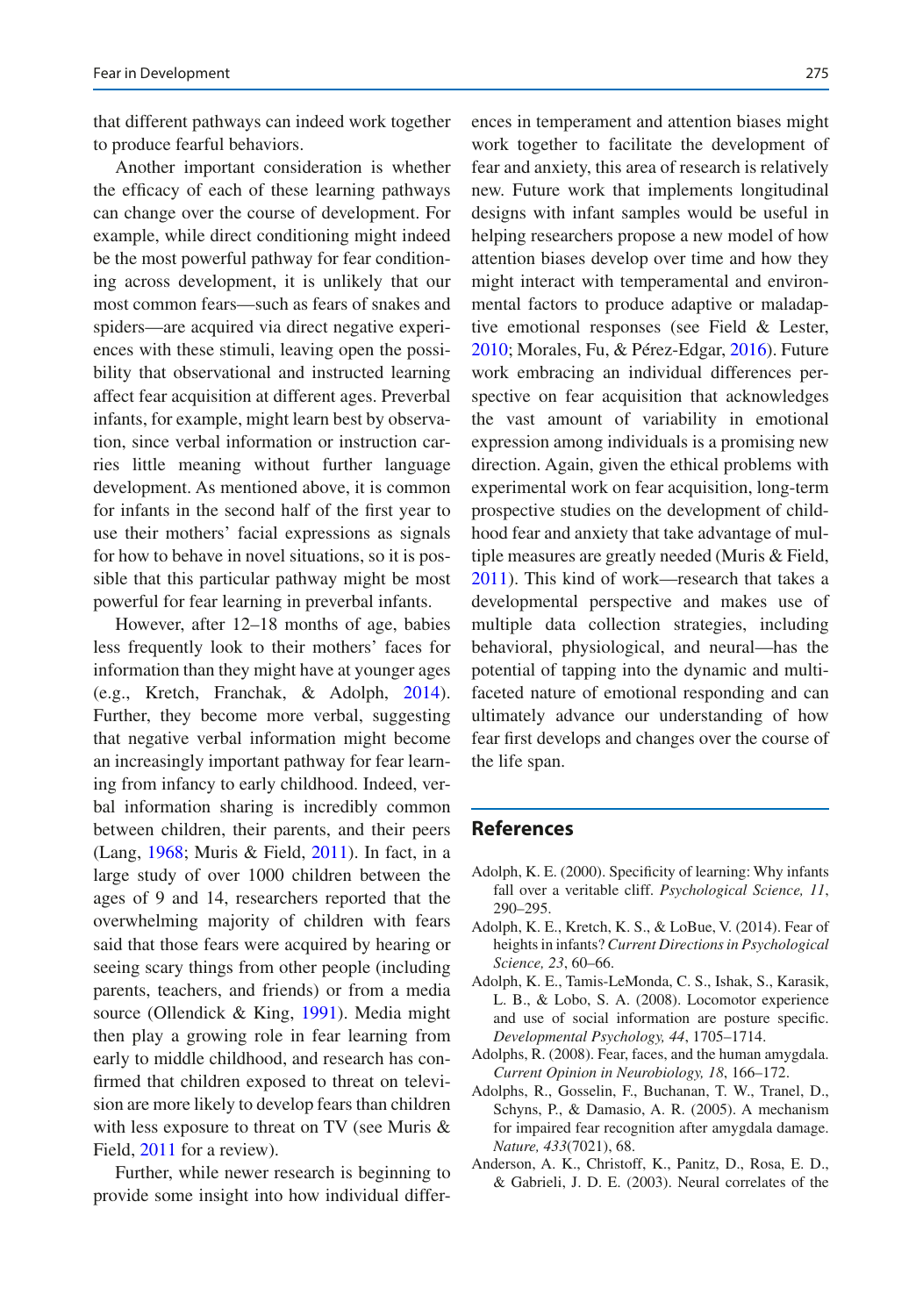that different pathways can indeed work together to produce fearful behaviors.

Another important consideration is whether the efficacy of each of these learning pathways can change over the course of development. For example, while direct conditioning might indeed be the most powerful pathway for fear conditioning across development, it is unlikely that our most common fears—such as fears of snakes and spiders—are acquired via direct negative experiences with these stimuli, leaving open the possibility that observational and instructed learning affect fear acquisition at different ages. Preverbal infants, for example, might learn best by observation, since verbal information or instruction carries little meaning without further language development. As mentioned above, it is common for infants in the second half of the first year to use their mothers' facial expressions as signals for how to behave in novel situations, so it is possible that this particular pathway might be most powerful for fear learning in preverbal infants.

However, after 12–18 months of age, babies less frequently look to their mothers' faces for information than they might have at younger ages (e.g., Kretch, Franchak, & Adolph, 2014). Further, they become more verbal, suggesting that negative verbal information might become an increasingly important pathway for fear learning from infancy to early childhood. Indeed, verbal information sharing is incredibly common between children, their parents, and their peers (Lang, 1968; Muris & Field, 2011). In fact, in a large study of over 1000 children between the ages of 9 and 14, researchers reported that the overwhelming majority of children with fears said that those fears were acquired by hearing or seeing scary things from other people (including parents, teachers, and friends) or from a media source (Ollendick & King, 1991). Media might then play a growing role in fear learning from early to middle childhood, and research has confirmed that children exposed to threat on television are more likely to develop fears than children with less exposure to threat on TV (see Muris & Field, 2011 for a review).

Further, while newer research is beginning to provide some insight into how individual differences in temperament and attention biases might work together to facilitate the development of fear and anxiety, this area of research is relatively new. Future work that implements longitudinal designs with infant samples would be useful in helping researchers propose a new model of how attention biases develop over time and how they might interact with temperamental and environmental factors to produce adaptive or maladaptive emotional responses (see Field & Lester, 2010; Morales, Fu, & Pérez-Edgar, 2016). Future work embracing an individual differences perspective on fear acquisition that acknowledges the vast amount of variability in emotional expression among individuals is a promising new direction. Again, given the ethical problems with experimental work on fear acquisition, long-term prospective studies on the development of childhood fear and anxiety that take advantage of multiple measures are greatly needed (Muris & Field, 2011). This kind of work—research that takes a developmental perspective and makes use of multiple data collection strategies, including behavioral, physiological, and neural—has the potential of tapping into the dynamic and multifaceted nature of emotional responding and can ultimately advance our understanding of how fear first develops and changes over the course of the life span.

## References

Adolph, K. E. (2000). Specificity of learning: Why infants fall over a veritable cliff. *Psychological Science, 11*, 290–295.

Adolph, K. E., Kretch, K. S., & LoBue, V. (2014). Fear of heights in infants? *Current Directions in Psychological Science, 23*, 60–66.

Adolph, K. E., Tamis-LeMonda, C. S., Ishak, S., Karasik, L. B., & Lobo, S. A. (2008). Locomotor experience and use of social information are posture specific. *Developmental Psychology, 44*, 1705–1714.

Adolphs, R. (2008). Fear, faces, and the human amygdala. *Current Opinion in Neurobiology, 18*, 166–172.

Adolphs, R., Gosselin, F., Buchanan, T. W., Tranel, D., Schyns, P., & Damasio, A. R. (2005). A mechanism for impaired fear recognition after amygdala damage. *Nature, 433*(7021), 68.

Anderson, A. K., Christoff, K., Panitz, D., Rosa, E. D., & Gabrieli, J. D. E. (2003). Neural correlates of the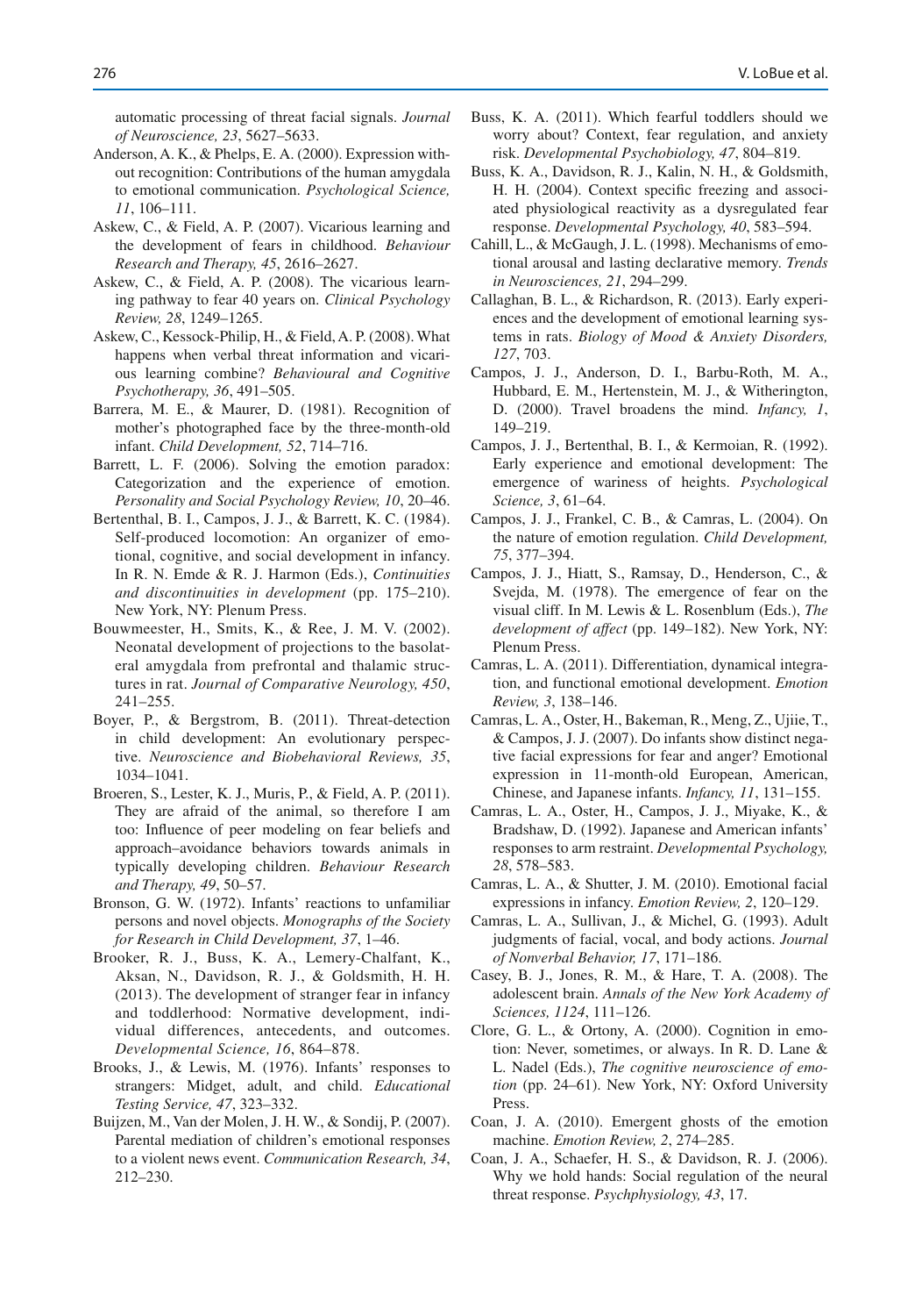automatic processing of threat facial signals. *Journal of Neuroscience, 23*, 5627–5633.

Anderson, A. K., & Phelps, E. A. (2000). Expression without recognition: Contributions of the human amygdala to emotional communication. *Psychological Science, 11*, 106–111.

Askew, C., & Field, A. P. (2007). Vicarious learning and the development of fears in childhood. *Behaviour Research and Therapy, 45*, 2616–2627.

Askew, C., & Field, A. P. (2008). The vicarious learning pathway to fear 40 years on. *Clinical Psychology Review, 28*, 1249–1265.

Askew, C., Kessock-Philip, H., & Field, A. P. (2008). What happens when verbal threat information and vicarious learning combine? *Behavioural and Cognitive Psychotherapy, 36*, 491–505.

Barrera, M. E., & Maurer, D. (1981). Recognition of mother's photographed face by the three-month-old infant. *Child Development, 52*, 714–716.

Barrett, L. F. (2006). Solving the emotion paradox: Categorization and the experience of emotion. *Personality and Social Psychology Review, 10*, 20–46.

Bertenthal, B. I., Campos, J. J., & Barrett, K. C. (1984). Self-produced locomotion: An organizer of emotional, cognitive, and social development in infancy. In R. N. Emde & R. J. Harmon (Eds.), *Continuities and discontinuities in development* (pp. 175–210). New York, NY: Plenum Press.

Bouwmeester, H., Smits, K., & Ree, J. M. V. (2002). Neonatal development of projections to the basolateral amygdala from prefrontal and thalamic structures in rat. *Journal of Comparative Neurology, 450*, 241–255.

Boyer, P., & Bergstrom, B. (2011). Threat-detection in child development: An evolutionary perspective. *Neuroscience and Biobehavioral Reviews, 35*, 1034–1041.

Broeren, S., Lester, K. J., Muris, P., & Field, A. P. (2011). They are afraid of the animal, so therefore I am too: Influence of peer modeling on fear beliefs and approach–avoidance behaviors towards animals in typically developing children. *Behaviour Research and Therapy, 49*, 50–57.

Bronson, G. W. (1972). Infants' reactions to unfamiliar persons and novel objects. *Monographs of the Society for Research in Child Development, 37*, 1–46.

Brooker, R. J., Buss, K. A., Lemery-Chalfant, K., Aksan, N., Davidson, R. J., & Goldsmith, H. H. (2013). The development of stranger fear in infancy and toddlerhood: Normative development, individual differences, antecedents, and outcomes. *Developmental Science, 16*, 864–878.

Brooks, J., & Lewis, M. (1976). Infants' responses to strangers: Midget, adult, and child. *Educational Testing Service, 47*, 323–332.

Buijzen, M., Van der Molen, J. H. W., & Sondij, P. (2007). Parental mediation of children's emotional responses to a violent news event. *Communication Research, 34*, 212–230.

Buss, K. A. (2011). Which fearful toddlers should we worry about? Context, fear regulation, and anxiety risk. *Developmental Psychobiology, 47*, 804–819.

Buss, K. A., Davidson, R. J., Kalin, N. H., & Goldsmith, H. H. (2004). Context specific freezing and associated physiological reactivity as a dysregulated fear response. *Developmental Psychology, 40*, 583–594.

Cahill, L., & McGaugh, J. L. (1998). Mechanisms of emotional arousal and lasting declarative memory. *Trends in Neurosciences, 21*, 294–299.

Callaghan, B. L., & Richardson, R. (2013). Early experiences and the development of emotional learning systems in rats. *Biology of Mood & Anxiety Disorders, 127*, 703.

Campos, J. J., Anderson, D. I., Barbu-Roth, M. A., Hubbard, E. M., Hertenstein, M. J., & Witherington, D. (2000). Travel broadens the mind. *Infancy, 1*, 149–219.

Campos, J. J., Bertenthal, B. I., & Kermoian, R. (1992). Early experience and emotional development: The emergence of wariness of heights. *Psychological Science, 3*, 61–64.

Campos, J. J., Frankel, C. B., & Camras, L. (2004). On the nature of emotion regulation. *Child Development, 75*, 377–394.

Campos, J. J., Hiatt, S., Ramsay, D., Henderson, C., & Svejda, M. (1978). The emergence of fear on the visual cliff. In M. Lewis & L. Rosenblum (Eds.), *The development of affect* (pp. 149–182). New York, NY: Plenum Press.

Camras, L. A. (2011). Differentiation, dynamical integration, and functional emotional development. *Emotion Review, 3*, 138–146.

Camras, L. A., Oster, H., Bakeman, R., Meng, Z., Ujiie, T., & Campos, J. J. (2007). Do infants show distinct negative facial expressions for fear and anger? Emotional expression in 11-month-old European, American, Chinese, and Japanese infants. *Infancy, 11*, 131–155.

Camras, L. A., Oster, H., Campos, J. J., Miyake, K., & Bradshaw, D. (1992). Japanese and American infants' responses to arm restraint. *Developmental Psychology, 28*, 578–583.

Camras, L. A., & Shutter, J. M. (2010). Emotional facial expressions in infancy. *Emotion Review, 2*, 120–129.

Camras, L. A., Sullivan, J., & Michel, G. (1993). Adult judgments of facial, vocal, and body actions. *Journal of Nonverbal Behavior, 17*, 171–186.

Casey, B. J., Jones, R. M., & Hare, T. A. (2008). The adolescent brain. *Annals of the New York Academy of Sciences, 1124*, 111–126.

Clore, G. L., & Ortony, A. (2000). Cognition in emotion: Never, sometimes, or always. In R. D. Lane & L. Nadel (Eds.), *The cognitive neuroscience of emotion* (pp. 24–61). New York, NY: Oxford University Press.

Coan, J. A. (2010). Emergent ghosts of the emotion machine. *Emotion Review, 2*, 274–285.

Coan, J. A., Schaefer, H. S., & Davidson, R. J. (2006). Why we hold hands: Social regulation of the neural threat response. *Psychphysiology, 43*, 17.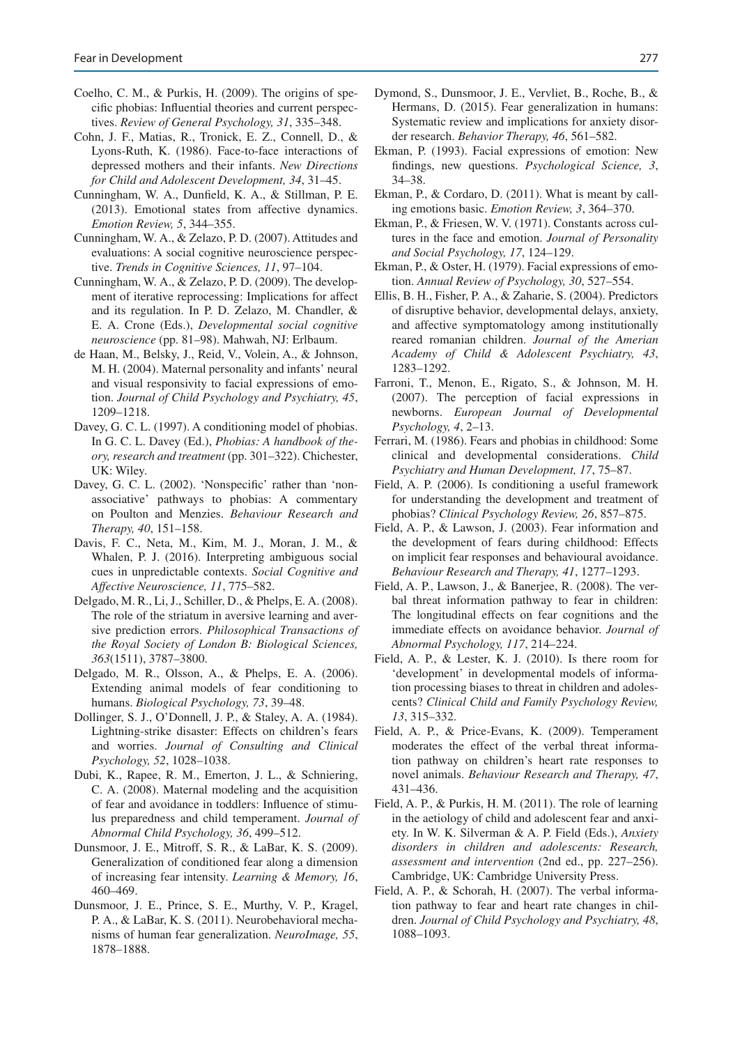Coelho, C. M., & Purkis, H. (2009). The origins of specific phobias: Influential theories and current perspectives. *Review of General Psychology, 31*, 335–348.

Cohn, J. F., Matias, R., Tronick, E. Z., Connell, D., & Lyons-Ruth, K. (1986). Face-to-face interactions of depressed mothers and their infants. *New Directions for Child and Adolescent Development, 34*, 31–45.

Cunningham, W. A., Dunfield, K. A., & Stillman, P. E. (2013). Emotional states from affective dynamics. *Emotion Review, 5*, 344–355.

Cunningham, W. A., & Zelazo, P. D. (2007). Attitudes and evaluations: A social cognitive neuroscience perspective. *Trends in Cognitive Sciences, 11*, 97–104.

Cunningham, W. A., & Zelazo, P. D. (2009). The development of iterative reprocessing: Implications for affect and its regulation. In P. D. Zelazo, M. Chandler, & E. A. Crone (Eds.), *Developmental social cognitive neuroscience* (pp. 81–98). Mahwah, NJ: Erlbaum.

de Haan, M., Belsky, J., Reid, V., Volein, A., & Johnson, M. H. (2004). Maternal personality and infants' neural and visual responsivity to facial expressions of emotion. *Journal of Child Psychology and Psychiatry, 45*, 1209–1218.

Davey, G. C. L. (1997). A conditioning model of phobias. In G. C. L. Davey (Ed.), *Phobias: A handbook of theory, research and treatment* (pp. 301–322). Chichester, UK: Wiley.

Davey, G. C. L. (2002). 'Nonspecific' rather than 'nonassociative' pathways to phobias: A commentary on Poulton and Menzies. *Behaviour Research and Therapy, 40*, 151–158.

Davis, F. C., Neta, M., Kim, M. J., Moran, J. M., & Whalen, P. J. (2016). Interpreting ambiguous social cues in unpredictable contexts. *Social Cognitive and Affective Neuroscience, 11*, 775–582.

Delgado, M. R., Li, J., Schiller, D., & Phelps, E. A. (2008). The role of the striatum in aversive learning and aversive prediction errors. *Philosophical Transactions of the Royal Society of London B: Biological Sciences, 363*(1511), 3787–3800.

Delgado, M. R., Olsson, A., & Phelps, E. A. (2006). Extending animal models of fear conditioning to humans. *Biological Psychology, 73*, 39–48.

Dollinger, S. J., O'Donnell, J. P., & Staley, A. A. (1984). Lightning-strike disaster: Effects on children's fears and worries. *Journal of Consulting and Clinical Psychology, 52*, 1028–1038.

Dubi, K., Rapee, R. M., Emerton, J. L., & Schniering, C. A. (2008). Maternal modeling and the acquisition of fear and avoidance in toddlers: Influence of stimulus preparedness and child temperament. *Journal of Abnormal Child Psychology, 36*, 499–512.

Dunsmoor, J. E., Mitroff, S. R., & LaBar, K. S. (2009). Generalization of conditioned fear along a dimension of increasing fear intensity. *Learning & Memory, 16*, 460–469.

Dunsmoor, J. E., Prince, S. E., Murthy, V. P., Kragel, P. A., & LaBar, K. S. (2011). Neurobehavioral mechanisms of human fear generalization. *NeuroImage, 55*, 1878–1888.

Dymond, S., Dunsmoor, J. E., Vervliet, B., Roche, B., & Hermans, D. (2015). Fear generalization in humans: Systematic review and implications for anxiety disorder research. *Behavior Therapy, 46*, 561–582.

Ekman, P. (1993). Facial expressions of emotion: New findings, new questions. *Psychological Science, 3*, 34–38.

Ekman, P., & Cordaro, D. (2011). What is meant by calling emotions basic. *Emotion Review, 3*, 364–370.

Ekman, P., & Friesen, W. V. (1971). Constants across cultures in the face and emotion. *Journal of Personality and Social Psychology, 17*, 124–129.

Ekman, P., & Oster, H. (1979). Facial expressions of emotion. *Annual Review of Psychology, 30*, 527–554.

Ellis, B. H., Fisher, P. A., & Zaharie, S. (2004). Predictors of disruptive behavior, developmental delays, anxiety, and affective symptomatology among institutionally reared romanian children. *Journal of the Amerian Academy of Child & Adolescent Psychiatry, 43*, 1283–1292.

Farroni, T., Menon, E., Rigato, S., & Johnson, M. H. (2007). The perception of facial expressions in newborns. *European Journal of Developmental Psychology, 4*, 2–13.

Ferrari, M. (1986). Fears and phobias in childhood: Some clinical and developmental considerations. *Child Psychiatry and Human Development, 17*, 75–87.

Field, A. P. (2006). Is conditioning a useful framework for understanding the development and treatment of phobias? *Clinical Psychology Review, 26*, 857–875.

Field, A. P., & Lawson, J. (2003). Fear information and the development of fears during childhood: Effects on implicit fear responses and behavioural avoidance. *Behaviour Research and Therapy, 41*, 1277–1293.

Field, A. P., Lawson, J., & Banerjee, R. (2008). The verbal threat information pathway to fear in children: The longitudinal effects on fear cognitions and the immediate effects on avoidance behavior. *Journal of Abnormal Psychology, 117*, 214–224.

Field, A. P., & Lester, K. J. (2010). Is there room for 'development' in developmental models of information processing biases to threat in children and adolescents? *Clinical Child and Family Psychology Review, 13*, 315–332.

Field, A. P., & Price-Evans, K. (2009). Temperament moderates the effect of the verbal threat information pathway on children's heart rate responses to novel animals. *Behaviour Research and Therapy, 47*, 431–436.

Field, A. P., & Purkis, H. M. (2011). The role of learning in the aetiology of child and adolescent fear and anxiety. In W. K. Silverman & A. P. Field (Eds.), *Anxiety disorders in children and adolescents: Research, assessment and intervention* (2nd ed., pp. 227–256). Cambridge, UK: Cambridge University Press.

Field, A. P., & Schorah, H. (2007). The verbal information pathway to fear and heart rate changes in children. *Journal of Child Psychology and Psychiatry, 48*, 1088–1093.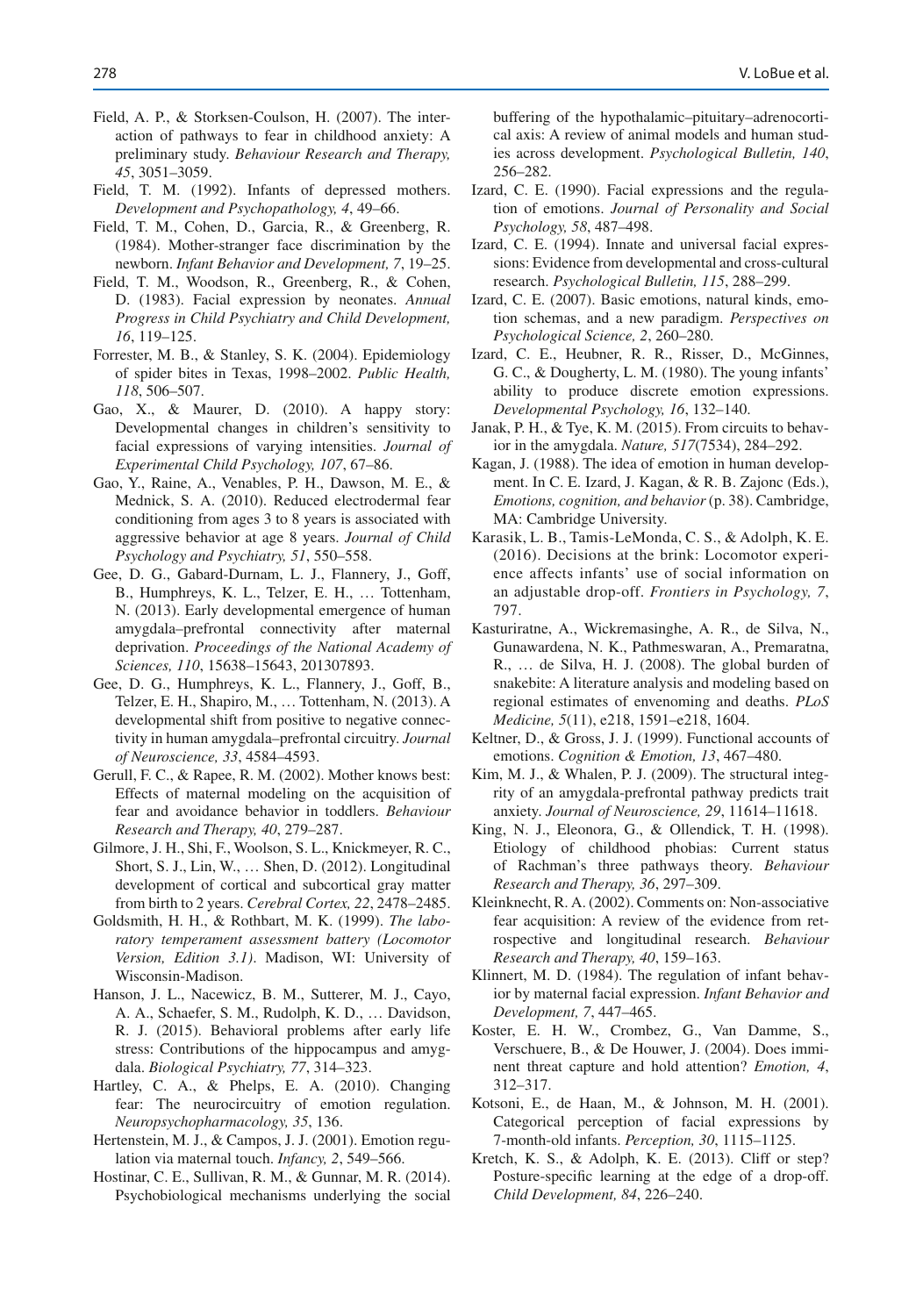Field, A. P., & Storksen-Coulson, H. (2007). The interaction of pathways to fear in childhood anxiety: A preliminary study. *Behaviour Research and Therapy, 45*, 3051–3059.

Field, T. M. (1992). Infants of depressed mothers. *Development and Psychopathology, 4*, 49–66.

Field, T. M., Cohen, D., Garcia, R., & Greenberg, R. (1984). Mother-stranger face discrimination by the newborn. *Infant Behavior and Development, 7*, 19–25.

Field, T. M., Woodson, R., Greenberg, R., & Cohen, D. (1983). Facial expression by neonates. *Annual Progress in Child Psychiatry and Child Development, 16*, 119–125.

Forrester, M. B., & Stanley, S. K. (2004). Epidemiology of spider bites in Texas, 1998–2002. *Public Health, 118*, 506–507.

Gao, X., & Maurer, D. (2010). A happy story: Developmental changes in children's sensitivity to facial expressions of varying intensities. *Journal of Experimental Child Psychology, 107*, 67–86.

Gao, Y., Raine, A., Venables, P. H., Dawson, M. E., & Mednick, S. A. (2010). Reduced electrodermal fear conditioning from ages 3 to 8 years is associated with aggressive behavior at age 8 years. *Journal of Child Psychology and Psychiatry, 51*, 550–558.

Gee, D. G., Gabard-Durnam, L. J., Flannery, J., Goff, B., Humphreys, K. L., Telzer, E. H., … Tottenham, N. (2013). Early developmental emergence of human amygdala–prefrontal connectivity after maternal deprivation. *Proceedings of the National Academy of Sciences, 110*, 15638–15643, 201307893.

Gee, D. G., Humphreys, K. L., Flannery, J., Goff, B., Telzer, E. H., Shapiro, M., … Tottenham, N. (2013). A developmental shift from positive to negative connectivity in human amygdala–prefrontal circuitry. *Journal of Neuroscience, 33*, 4584–4593.

Gerull, F. C., & Rapee, R. M. (2002). Mother knows best: Effects of maternal modeling on the acquisition of fear and avoidance behavior in toddlers. *Behaviour Research and Therapy, 40*, 279–287.

Gilmore, J. H., Shi, F., Woolson, S. L., Knickmeyer, R. C., Short, S. J., Lin, W., … Shen, D. (2012). Longitudinal development of cortical and subcortical gray matter from birth to 2 years. *Cerebral Cortex, 22*, 2478–2485.

Goldsmith, H. H., & Rothbart, M. K. (1999). *The laboratory temperament assessment battery (Locomotor Version, Edition 3.1)*. Madison, WI: University of Wisconsin-Madison.

Hanson, J. L., Nacewicz, B. M., Sutterer, M. J., Cayo, A. A., Schaefer, S. M., Rudolph, K. D., … Davidson, R. J. (2015). Behavioral problems after early life stress: Contributions of the hippocampus and amygdala. *Biological Psychiatry, 77*, 314–323.

Hartley, C. A., & Phelps, E. A. (2010). Changing fear: The neurocircuitry of emotion regulation. *Neuropsychopharmacology, 35*, 136.

Hertenstein, M. J., & Campos, J. J. (2001). Emotion regulation via maternal touch. *Infancy, 2*, 549–566.

Hostinar, C. E., Sullivan, R. M., & Gunnar, M. R. (2014). Psychobiological mechanisms underlying the social buffering of the hypothalamic–pituitary–adrenocortical axis: A review of animal models and human studies across development. *Psychological Bulletin, 140*, 256–282.

Izard, C. E. (1990). Facial expressions and the regulation of emotions. *Journal of Personality and Social Psychology, 58*, 487–498.

Izard, C. E. (1994). Innate and universal facial expressions: Evidence from developmental and cross-cultural research. *Psychological Bulletin, 115*, 288–299.

Izard, C. E. (2007). Basic emotions, natural kinds, emotion schemas, and a new paradigm. *Perspectives on Psychological Science, 2*, 260–280.

Izard, C. E., Heubner, R. R., Risser, D., McGinnes, G. C., & Dougherty, L. M. (1980). The young infants' ability to produce discrete emotion expressions. *Developmental Psychology, 16*, 132–140.

Janak, P. H., & Tye, K. M. (2015). From circuits to behavior in the amygdala. *Nature, 517*(7534), 284–292.

Kagan, J. (1988). The idea of emotion in human development. In C. E. Izard, J. Kagan, & R. B. Zajonc (Eds.), *Emotions, cognition, and behavior* (p. 38). Cambridge, MA: Cambridge University.

Karasik, L. B., Tamis-LeMonda, C. S., & Adolph, K. E. (2016). Decisions at the brink: Locomotor experience affects infants' use of social information on an adjustable drop-off. *Frontiers in Psychology, 7*, 797.

Kasturiratne, A., Wickremasinghe, A. R., de Silva, N., Gunawardena, N. K., Pathmeswaran, A., Premaratna, R., … de Silva, H. J. (2008). The global burden of snakebite: A literature analysis and modeling based on regional estimates of envenoming and deaths. *PLoS Medicine, 5*(11), e218, 1591–e218, 1604.

Keltner, D., & Gross, J. J. (1999). Functional accounts of emotions. *Cognition & Emotion, 13*, 467–480.

Kim, M. J., & Whalen, P. J. (2009). The structural integrity of an amygdala-prefrontal pathway predicts trait anxiety. *Journal of Neuroscience, 29*, 11614–11618.

King, N. J., Eleonora, G., & Ollendick, T. H. (1998). Etiology of childhood phobias: Current status of Rachman's three pathways theory. *Behaviour Research and Therapy, 36*, 297–309.

Kleinknecht, R. A. (2002). Comments on: Non-associative fear acquisition: A review of the evidence from retrospective and longitudinal research. *Behaviour Research and Therapy, 40*, 159–163.

Klinnert, M. D. (1984). The regulation of infant behavior by maternal facial expression. *Infant Behavior and Development, 7*, 447–465.

Koster, E. H. W., Crombez, G., Van Damme, S., Verschuere, B., & De Houwer, J. (2004). Does imminent threat capture and hold attention? *Emotion, 4*, 312–317.

Kotsoni, E., de Haan, M., & Johnson, M. H. (2001). Categorical perception of facial expressions by 7-month-old infants. *Perception, 30*, 1115–1125.

Kretch, K. S., & Adolph, K. E. (2013). Cliff or step? Posture-specific learning at the edge of a drop-off. *Child Development, 84*, 226–240.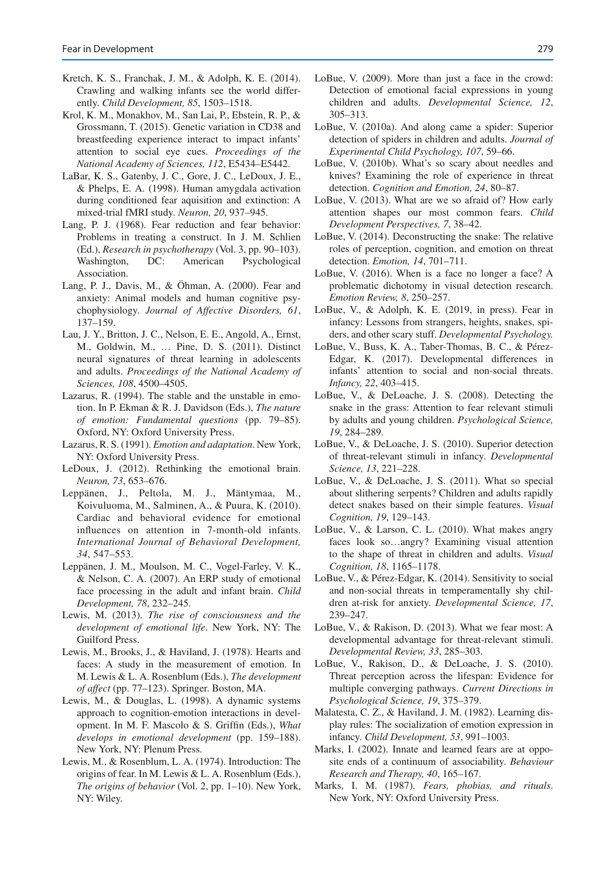Kretch, K. S., Franchak, J. M., & Adolph, K. E. (2014). Crawling and walking infants see the world differently. *Child Development, 85*, 1503–1518.

Krol, K. M., Monakhov, M., San Lai, P., Ebstein, R. P., & Grossmann, T. (2015). Genetic variation in CD38 and breastfeeding experience interact to impact infants' attention to social eye cues. *Proceedings of the National Academy of Sciences, 112*, E5434–E5442.

LaBar, K. S., Gatenby, J. C., Gore, J. C., LeDoux, J. E., & Phelps, E. A. (1998). Human amygdala activation during conditioned fear aquisition and extinction: A mixed-trial fMRI study. *Neuron, 20*, 937–945.

Lang, P. J. (1968). Fear reduction and fear behavior: Problems in treating a construct. In J. M. Schlien (Ed.), *Research in psychotherapy* (Vol. 3, pp. 90–103). Washington, DC: American Psychological Association.

Lang, P. J., Davis, M., & Öhman, A. (2000). Fear and anxiety: Animal models and human cognitive psychophysiology. *Journal of Affective Disorders, 61*, 137–159.

Lau, J. Y., Britton, J. C., Nelson, E. E., Angold, A., Ernst, M., Goldwin, M., … Pine, D. S. (2011). Distinct neural signatures of threat learning in adolescents and adults. *Proceedings of the National Academy of Sciences, 108*, 4500–4505.

Lazarus, R. (1994). The stable and the unstable in emotion. In P. Ekman & R. J. Davidson (Eds.), *The nature of emotion: Fundamental questions* (pp. 79–85). Oxford, NY: Oxford University Press.

Lazarus, R. S. (1991). *Emotion and adaptation*. New York, NY: Oxford University Press.

LeDoux, J. (2012). Rethinking the emotional brain. *Neuron, 73*, 653–676.

Leppänen, J., Peltola, M. J., Mäntymaa, M., Koivuluoma, M., Salminen, A., & Puura, K. (2010). Cardiac and behavioral evidence for emotional influences on attention in 7-month-old infants. *International Journal of Behavioral Development, 34*, 547–553.

Leppänen, J. M., Moulson, M. C., Vogel-Farley, V. K., & Nelson, C. A. (2007). An ERP study of emotional face processing in the adult and infant brain. *Child Development, 78*, 232–245.

Lewis, M. (2013). *The rise of consciousness and the development of emotional life*. New York, NY: The Guilford Press.

Lewis, M., Brooks, J., & Haviland, J. (1978). Hearts and faces: A study in the measurement of emotion. In M. Lewis & L. A. Rosenblum (Eds.), *The development of affect* (pp. 77–123). Springer. Boston, MA.

Lewis, M., & Douglas, L. (1998). A dynamic systems approach to cognition-emotion interactions in development. In M. F. Mascolo & S. Griffin (Eds.), *What develops in emotional development* (pp. 159–188). New York, NY: Plenum Press.

Lewis, M., & Rosenblum, L. A. (1974). Introduction: The origins of fear. In M. Lewis & L. A. Rosenblum (Eds.), *The origins of behavior* (Vol. 2, pp. 1–10). New York, NY: Wiley.

LoBue, V. (2009). More than just a face in the crowd: Detection of emotional facial expressions in young children and adults. *Developmental Science, 12*, 305–313.

LoBue, V. (2010a). And along came a spider: Superior detection of spiders in children and adults. *Journal of Experimental Child Psychology, 107*, 59–66.

LoBue, V. (2010b). What's so scary about needles and knives? Examining the role of experience in threat detection. *Cognition and Emotion, 24*, 80–87.

LoBue, V. (2013). What are we so afraid of? How early attention shapes our most common fears. *Child Development Perspectives, 7*, 38–42.

LoBue, V. (2014). Deconstructing the snake: The relative roles of perception, cognition, and emotion on threat detection. *Emotion, 14*, 701–711.

LoBue, V. (2016). When is a face no longer a face? A problematic dichotomy in visual detection research. *Emotion Review, 8*, 250–257.

LoBue, V., & Adolph, K. E. (2019, in press). Fear in infancy: Lessons from strangers, heights, snakes, spiders, and other scary stuff. *Developmental Psychology.*

LoBue, V., Buss, K. A., Taber-Thomas, B. C., & Pérez-Edgar, K. (2017). Developmental differences in infants' attention to social and non-social threats. *Infancy, 22*, 403–415.

LoBue, V., & DeLoache, J. S. (2008). Detecting the snake in the grass: Attention to fear relevant stimuli by adults and young children. *Psychological Science, 19*, 284–289.

LoBue, V., & DeLoache, J. S. (2010). Superior detection of threat-relevant stimuli in infancy. *Developmental Science, 13*, 221–228.

LoBue, V., & DeLoache, J. S. (2011). What so special about slithering serpents? Children and adults rapidly detect snakes based on their simple features. *Visual Cognition, 19*, 129–143.

LoBue, V., & Larson, C. L. (2010). What makes angry faces look so…angry? Examining visual attention to the shape of threat in children and adults. *Visual Cognition, 18*, 1165–1178.

LoBue, V., & Pérez-Edgar, K. (2014). Sensitivity to social and non-social threats in temperamentally shy children at-risk for anxiety. *Developmental Science, 17*, 239–247.

LoBue, V., & Rakison, D. (2013). What we fear most: A developmental advantage for threat-relevant stimuli. *Developmental Review, 33*, 285–303.

LoBue, V., Rakison, D., & DeLoache, J. S. (2010). Threat perception across the lifespan: Evidence for multiple converging pathways. *Current Directions in Psychological Science, 19*, 375–379.

Malatesta, C. Z., & Haviland, J. M. (1982). Learning display rules: The socialization of emotion expression in infancy. *Child Development, 53*, 991–1003.

Marks, I. (2002). Innate and learned fears are at opposite ends of a continuum of associability. *Behaviour Research and Therapy, 40*, 165–167.

Marks, I. M. (1987). *Fears, phobias, and rituals*. New York, NY: Oxford University Press.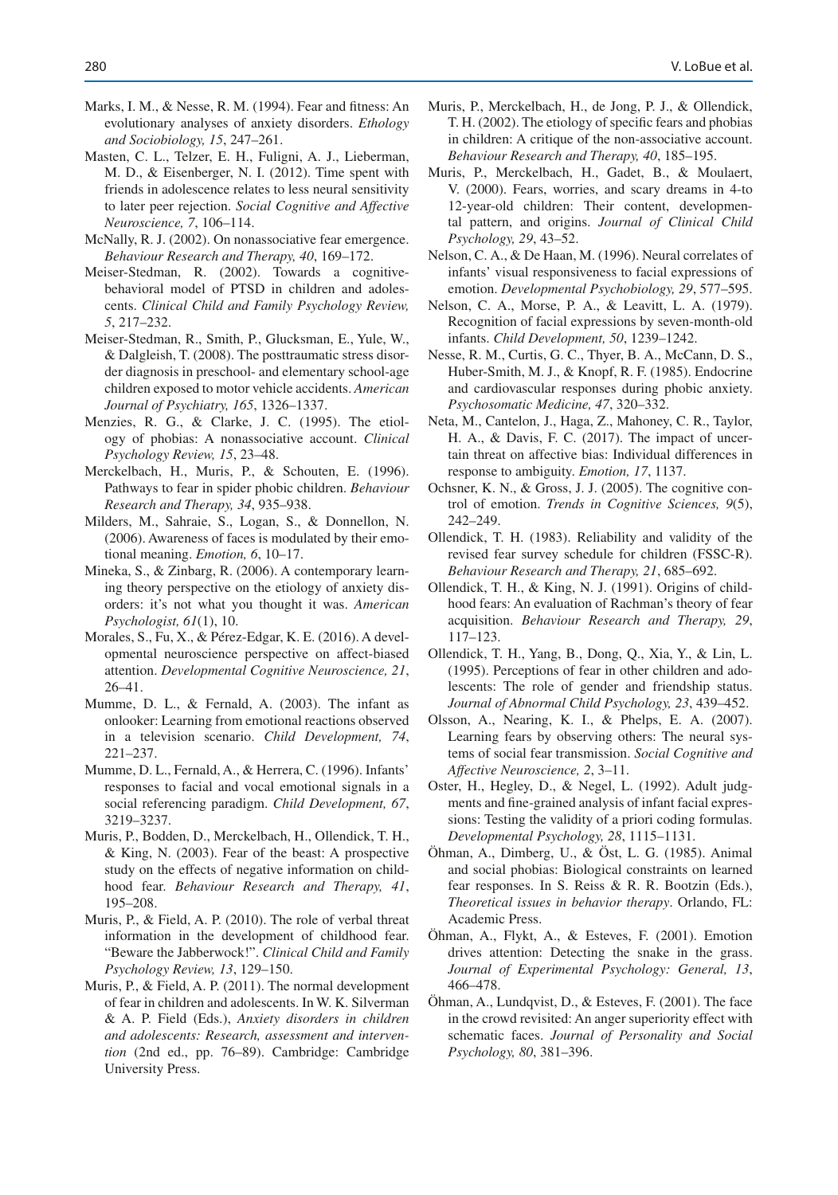Marks, I. M., & Nesse, R. M. (1994). Fear and fitness: An evolutionary analyses of anxiety disorders. *Ethology and Sociobiology, 15*, 247–261.

Masten, C. L., Telzer, E. H., Fuligni, A. J., Lieberman, M. D., & Eisenberger, N. I. (2012). Time spent with friends in adolescence relates to less neural sensitivity to later peer rejection. *Social Cognitive and Affective Neuroscience, 7*, 106–114.

McNally, R. J. (2002). On nonassociative fear emergence. *Behaviour Research and Therapy, 40*, 169–172.

Meiser-Stedman, R. (2002). Towards a cognitive-behavioral model of PTSD in children and adolescents. *Clinical Child and Family Psychology Review, 5*, 217–232.

Meiser-Stedman, R., Smith, P., Glucksman, E., Yule, W., & Dalgleish, T. (2008). The posttraumatic stress disorder diagnosis in preschool- and elementary school-age children exposed to motor vehicle accidents. *American Journal of Psychiatry, 165*, 1326–1337.

Menzies, R. G., & Clarke, J. C. (1995). The etiology of phobias: A nonassociative account. *Clinical Psychology Review, 15*, 23–48.

Merckelbach, H., Muris, P., & Schouten, E. (1996). Pathways to fear in spider phobic children. *Behaviour Research and Therapy, 34*, 935–938.

Milders, M., Sahraie, S., Logan, S., & Donnellon, N. (2006). Awareness of faces is modulated by their emotional meaning. *Emotion, 6*, 10–17.

Mineka, S., & Zinbarg, R. (2006). A contemporary learning theory perspective on the etiology of anxiety disorders: it's not what you thought it was. *American Psychologist, 61*(1), 10.

Morales, S., Fu, X., & Pérez-Edgar, K. E. (2016). A developmental neuroscience perspective on affect-biased attention. *Developmental Cognitive Neuroscience, 21*, 26–41.

Mumme, D. L., & Fernald, A. (2003). The infant as onlooker: Learning from emotional reactions observed in a television scenario. *Child Development, 74*, 221–237.

Mumme, D. L., Fernald, A., & Herrera, C. (1996). Infants' responses to facial and vocal emotional signals in a social referencing paradigm. *Child Development, 67*, 3219–3237.

Muris, P., Bodden, D., Merckelbach, H., Ollendick, T. H., & King, N. (2003). Fear of the beast: A prospective study on the effects of negative information on childhood fear. *Behaviour Research and Therapy, 41*, 195–208.

Muris, P., & Field, A. P. (2010). The role of verbal threat information in the development of childhood fear. "Beware the Jabberwock!". *Clinical Child and Family Psychology Review, 13*, 129–150.

Muris, P., & Field, A. P. (2011). The normal development of fear in children and adolescents. In W. K. Silverman & A. P. Field (Eds.), *Anxiety disorders in children and adolescents: Research, assessment and intervention* (2nd ed., pp. 76–89). Cambridge: Cambridge University Press.

Muris, P., Merckelbach, H., de Jong, P. J., & Ollendick, T. H. (2002). The etiology of specific fears and phobias in children: A critique of the non-associative account. *Behaviour Research and Therapy, 40*, 185–195.

Muris, P., Merckelbach, H., Gadet, B., & Moulaert, V. (2000). Fears, worries, and scary dreams in 4-to 12-year-old children: Their content, developmental pattern, and origins. *Journal of Clinical Child Psychology, 29*, 43–52.

Nelson, C. A., & De Haan, M. (1996). Neural correlates of infants' visual responsiveness to facial expressions of emotion. *Developmental Psychobiology, 29*, 577–595.

Nelson, C. A., Morse, P. A., & Leavitt, L. A. (1979). Recognition of facial expressions by seven-month-old infants. *Child Development, 50*, 1239–1242.

Nesse, R. M., Curtis, G. C., Thyer, B. A., McCann, D. S., Huber-Smith, M. J., & Knopf, R. F. (1985). Endocrine and cardiovascular responses during phobic anxiety. *Psychosomatic Medicine, 47*, 320–332.

Neta, M., Cantelon, J., Haga, Z., Mahoney, C. R., Taylor, H. A., & Davis, F. C. (2017). The impact of uncertain threat on affective bias: Individual differences in response to ambiguity. *Emotion, 17*, 1137.

Ochsner, K. N., & Gross, J. J. (2005). The cognitive control of emotion. *Trends in Cognitive Sciences, 9*(5), 242–249.

Ollendick, T. H. (1983). Reliability and validity of the revised fear survey schedule for children (FSSC-R). *Behaviour Research and Therapy, 21*, 685–692.

Ollendick, T. H., & King, N. J. (1991). Origins of childhood fears: An evaluation of Rachman's theory of fear acquisition. *Behaviour Research and Therapy, 29*, 117–123.

Ollendick, T. H., Yang, B., Dong, Q., Xia, Y., & Lin, L. (1995). Perceptions of fear in other children and adolescents: The role of gender and friendship status. *Journal of Abnormal Child Psychology, 23*, 439–452.

Olsson, A., Nearing, K. I., & Phelps, E. A. (2007). Learning fears by observing others: The neural systems of social fear transmission. *Social Cognitive and Affective Neuroscience, 2*, 3–11.

Oster, H., Hegley, D., & Negel, L. (1992). Adult judgments and fine-grained analysis of infant facial expressions: Testing the validity of a priori coding formulas. *Developmental Psychology, 28*, 1115–1131.

Öhman, A., Dimberg, U., & Öst, L. G. (1985). Animal and social phobias: Biological constraints on learned fear responses. In S. Reiss & R. R. Bootzin (Eds.), *Theoretical issues in behavior therapy*. Orlando, FL: Academic Press.

Öhman, A., Flykt, A., & Esteves, F. (2001). Emotion drives attention: Detecting the snake in the grass. *Journal of Experimental Psychology: General, 13*, 466–478.

Öhman, A., Lundqvist, D., & Esteves, F. (2001). The face in the crowd revisited: An anger superiority effect with schematic faces. *Journal of Personality and Social Psychology, 80*, 381–396.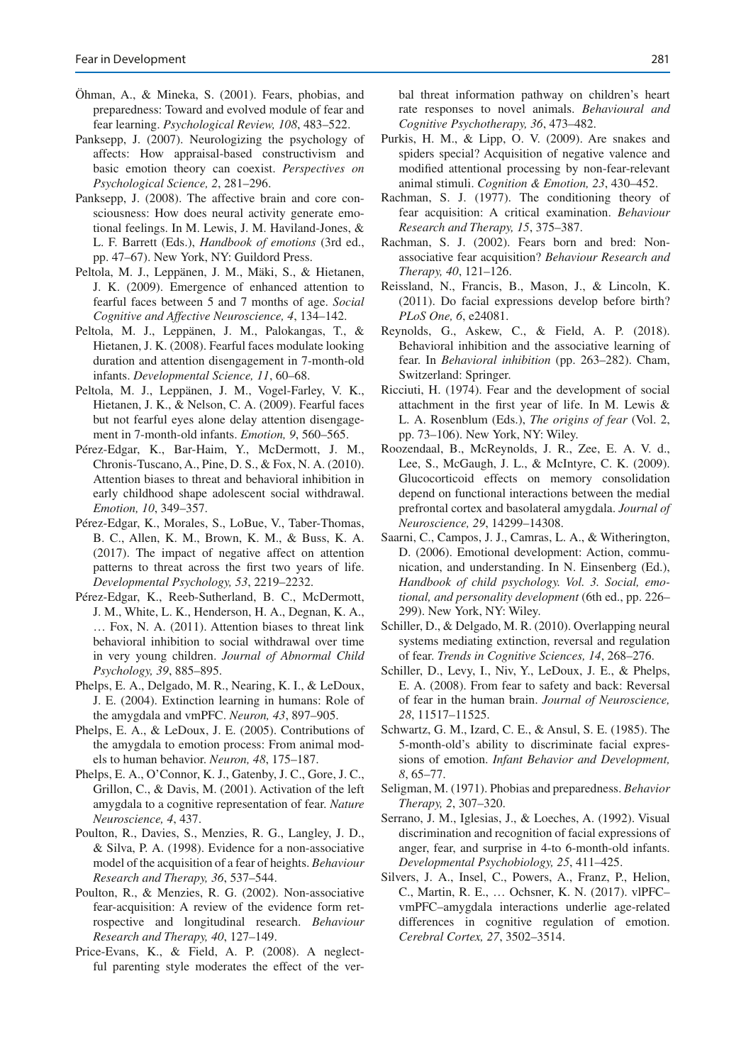Öhman, A., & Mineka, S. (2001). Fears, phobias, and preparedness: Toward and evolved module of fear and fear learning. *Psychological Review, 108*, 483–522.

Panksepp, J. (2007). Neurologizing the psychology of affects: How appraisal-based constructivism and basic emotion theory can coexist. *Perspectives on Psychological Science, 2*, 281–296.

Panksepp, J. (2008). The affective brain and core consciousness: How does neural activity generate emotional feelings. In M. Lewis, J. M. Haviland-Jones, & L. F. Barrett (Eds.), *Handbook of emotions* (3rd ed., pp. 47–67). New York, NY: Guildord Press.

Peltola, M. J., Leppänen, J. M., Mäki, S., & Hietanen, J. K. (2009). Emergence of enhanced attention to fearful faces between 5 and 7 months of age. *Social Cognitive and Affective Neuroscience, 4*, 134–142.

Peltola, M. J., Leppänen, J. M., Palokangas, T., & Hietanen, J. K. (2008). Fearful faces modulate looking duration and attention disengagement in 7-month-old infants. *Developmental Science, 11*, 60–68.

Peltola, M. J., Leppänen, J. M., Vogel-Farley, V. K., Hietanen, J. K., & Nelson, C. A. (2009). Fearful faces but not fearful eyes alone delay attention disengagement in 7-month-old infants. *Emotion, 9*, 560–565.

Pérez-Edgar, K., Bar-Haim, Y., McDermott, J. M., Chronis-Tuscano, A., Pine, D. S., & Fox, N. A. (2010). Attention biases to threat and behavioral inhibition in early childhood shape adolescent social withdrawal. *Emotion, 10*, 349–357.

Pérez-Edgar, K., Morales, S., LoBue, V., Taber-Thomas, B. C., Allen, K. M., Brown, K. M., & Buss, K. A. (2017). The impact of negative affect on attention patterns to threat across the first two years of life. *Developmental Psychology, 53*, 2219–2232.

Pérez-Edgar, K., Reeb-Sutherland, B. C., McDermott, J. M., White, L. K., Henderson, H. A., Degnan, K. A., … Fox, N. A. (2011). Attention biases to threat link behavioral inhibition to social withdrawal over time in very young children. *Journal of Abnormal Child Psychology, 39*, 885–895.

Phelps, E. A., Delgado, M. R., Nearing, K. I., & LeDoux, J. E. (2004). Extinction learning in humans: Role of the amygdala and vmPFC. *Neuron, 43*, 897–905.

Phelps, E. A., & LeDoux, J. E. (2005). Contributions of the amygdala to emotion process: From animal models to human behavior. *Neuron, 48*, 175–187.

Phelps, E. A., O'Connor, K. J., Gatenby, J. C., Gore, J. C., Grillon, C., & Davis, M. (2001). Activation of the left amygdala to a cognitive representation of fear. *Nature Neuroscience, 4*, 437.

Poulton, R., Davies, S., Menzies, R. G., Langley, J. D., & Silva, P. A. (1998). Evidence for a non-associative model of the acquisition of a fear of heights. *Behaviour Research and Therapy, 36*, 537–544.

Poulton, R., & Menzies, R. G. (2002). Non-associative fear-acquisition: A review of the evidence form retrospective and longitudinal research. *Behaviour Research and Therapy, 40*, 127–149.

Price-Evans, K., & Field, A. P. (2008). A neglectful parenting style moderates the effect of the verbal threat information pathway on children's heart rate responses to novel animals. *Behavioural and Cognitive Psychotherapy, 36*, 473–482.

Purkis, H. M., & Lipp, O. V. (2009). Are snakes and spiders special? Acquisition of negative valence and modified attentional processing by non-fear-relevant animal stimuli. *Cognition & Emotion, 23*, 430–452.

Rachman, S. J. (1977). The conditioning theory of fear acquisition: A critical examination. *Behaviour Research and Therapy, 15*, 375–387.

Rachman, S. J. (2002). Fears born and bred: Non-associative fear acquisition? *Behaviour Research and Therapy, 40*, 121–126.

Reissland, N., Francis, B., Mason, J., & Lincoln, K. (2011). Do facial expressions develop before birth? *PLoS One, 6*, e24081.

Reynolds, G., Askew, C., & Field, A. P. (2018). Behavioral inhibition and the associative learning of fear. In *Behavioral inhibition* (pp. 263–282). Cham, Switzerland: Springer.

Ricciuti, H. (1974). Fear and the development of social attachment in the first year of life. In M. Lewis & L. A. Rosenblum (Eds.), *The origins of fear* (Vol. 2, pp. 73–106). New York, NY: Wiley.

Roozendaal, B., McReynolds, J. R., Zee, E. A. V. d., Lee, S., McGaugh, J. L., & McIntyre, C. K. (2009). Glucocorticoid effects on memory consolidation depend on functional interactions between the medial prefrontal cortex and basolateral amygdala. *Journal of Neuroscience, 29*, 14299–14308.

Saarni, C., Campos, J. J., Camras, L. A., & Witherington, D. (2006). Emotional development: Action, communication, and understanding. In N. Einsenberg (Ed.), *Handbook of child psychology. Vol. 3. Social, emotional, and personality development* (6th ed., pp. 226–299). New York, NY: Wiley.

Schiller, D., & Delgado, M. R. (2010). Overlapping neural systems mediating extinction, reversal and regulation of fear. *Trends in Cognitive Sciences, 14*, 268–276.

Schiller, D., Levy, I., Niv, Y., LeDoux, J. E., & Phelps, E. A. (2008). From fear to safety and back: Reversal of fear in the human brain. *Journal of Neuroscience, 28*, 11517–11525.

Schwartz, G. M., Izard, C. E., & Ansul, S. E. (1985). The 5-month-old's ability to discriminate facial expressions of emotion. *Infant Behavior and Development, 8*, 65–77.

Seligman, M. (1971). Phobias and preparedness. *Behavior Therapy, 2*, 307–320.

Serrano, J. M., Iglesias, J., & Loeches, A. (1992). Visual discrimination and recognition of facial expressions of anger, fear, and surprise in 4-to 6-month-old infants. *Developmental Psychobiology, 25*, 411–425.

Silvers, J. A., Insel, C., Powers, A., Franz, P., Helion, C., Martin, R. E., … Ochsner, K. N. (2017). vlPFC–vmPFC–amygdala interactions underlie age-related differences in cognitive regulation of emotion. *Cerebral Cortex, 27*, 3502–3514.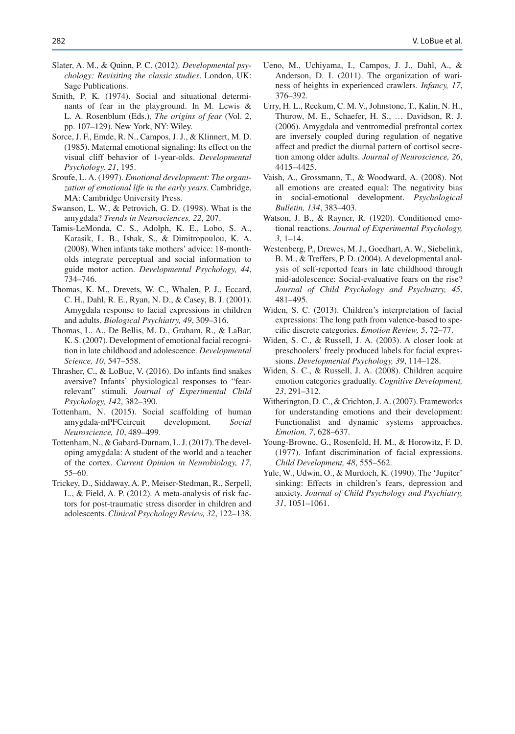Slater, A. M., & Quinn, P. C. (2012). *Developmental psychology: Revisiting the classic studies*. London, UK: Sage Publications.

Smith, P. K. (1974). Social and situational determinants of fear in the playground. In M. Lewis & L. A. Rosenblum (Eds.), *The origins of fear* (Vol. 2, pp. 107–129). New York, NY: Wiley.

Sorce, J. F., Emde, R. N., Campos, J. J., & Klinnert, M. D. (1985). Maternal emotional signaling: Its effect on the visual cliff behavior of 1-year-olds. *Developmental Psychology, 21*, 195.

Sroufe, L. A. (1997). *Emotional development: The organization of emotional life in the early years*. Cambridge, MA: Cambridge University Press.

Swanson, L. W., & Petrovich, G. D. (1998). What is the amygdala? *Trends in Neurosciences, 22*, 207.

Tamis-LeMonda, C. S., Adolph, K. E., Lobo, S. A., Karasik, L. B., Ishak, S., & Dimitropoulou, K. A. (2008). When infants take mothers' advice: 18-month-olds integrate perceptual and social information to guide motor action. *Developmental Psychology, 44*, 734–746.

Thomas, K. M., Drevets, W. C., Whalen, P. J., Eccard, C. H., Dahl, R. E., Ryan, N. D., & Casey, B. J. (2001). Amygdala response to facial expressions in children and adults. *Biological Psychiatry, 49*, 309–316.

Thomas, L. A., De Bellis, M. D., Graham, R., & LaBar, K. S. (2007). Development of emotional facial recognition in late childhood and adolescence. *Developmental Science, 10*, 547–558.

Thrasher, C., & LoBue, V. (2016). Do infants find snakes aversive? Infants' physiological responses to "fear-relevant" stimuli. *Journal of Experimental Child Psychology, 142*, 382–390.

Tottenham, N. (2015). Social scaffolding of human amygdala-mPFCcircuit development. *Social Neuroscience, 10*, 489–499.

Tottenham, N., & Gabard-Durnam, L. J. (2017). The developing amygdala: A student of the world and a teacher of the cortex. *Current Opinion in Neurobiology, 17*, 55–60.

Trickey, D., Siddaway, A. P., Meiser-Stedman, R., Serpell, L., & Field, A. P. (2012). A meta-analysis of risk factors for post-traumatic stress disorder in children and adolescents. *Clinical Psychology Review, 32*, 122–138.

Ueno, M., Uchiyama, I., Campos, J. J., Dahl, A., & Anderson, D. I. (2011). The organization of wariness of heights in experienced crawlers. *Infancy, 17*, 376–392.

Urry, H. L., Reekum, C. M. V., Johnstone, T., Kalin, N. H., Thurow, M. E., Schaefer, H. S., … Davidson, R. J. (2006). Amygdala and ventromedial prefrontal cortex are inversely coupled during regulation of negative affect and predict the diurnal pattern of cortisol secretion among older adults. *Journal of Neuroscience, 26*, 4415–4425.

Vaish, A., Grossmann, T., & Woodward, A. (2008). Not all emotions are created equal: The negativity bias in social-emotional development. *Psychological Bulletin, 134*, 383–403.

Watson, J. B., & Rayner, R. (1920). Conditioned emotional reactions. *Journal of Experimental Psychology, 3*, 1–14.

Westenberg, P., Drewes, M. J., Goedhart, A. W., Siebelink, B. M., & Treffers, P. D. (2004). A developmental analysis of self-reported fears in late childhood through mid-adolescence: Social-evaluative fears on the rise? *Journal of Child Psychology and Psychiatry, 45*, 481–495.

Widen, S. C. (2013). Children's interpretation of facial expressions: The long path from valence-based to specific discrete categories. *Emotion Review, 5*, 72–77.

Widen, S. C., & Russell, J. A. (2003). A closer look at preschoolers' freely produced labels for facial expressions. *Developmental Psychology, 39*, 114–128.

Widen, S. C., & Russell, J. A. (2008). Children acquire emotion categories gradually. *Cognitive Development, 23*, 291–312.

Witherington, D. C., & Crichton, J. A. (2007). Frameworks for understanding emotions and their development: Functionalist and dynamic systems approaches. *Emotion, 7*, 628–637.

Young-Browne, G., Rosenfeld, H. M., & Horowitz, F. D. (1977). Infant discrimination of facial expressions. *Child Development, 48*, 555–562.

Yule, W., Udwin, O., & Murdoch, K. (1990). The 'Jupiter' sinking: Effects in children's fears, depression and anxiety. *Journal of Child Psychology and Psychiatry, 31*, 1051–1061.